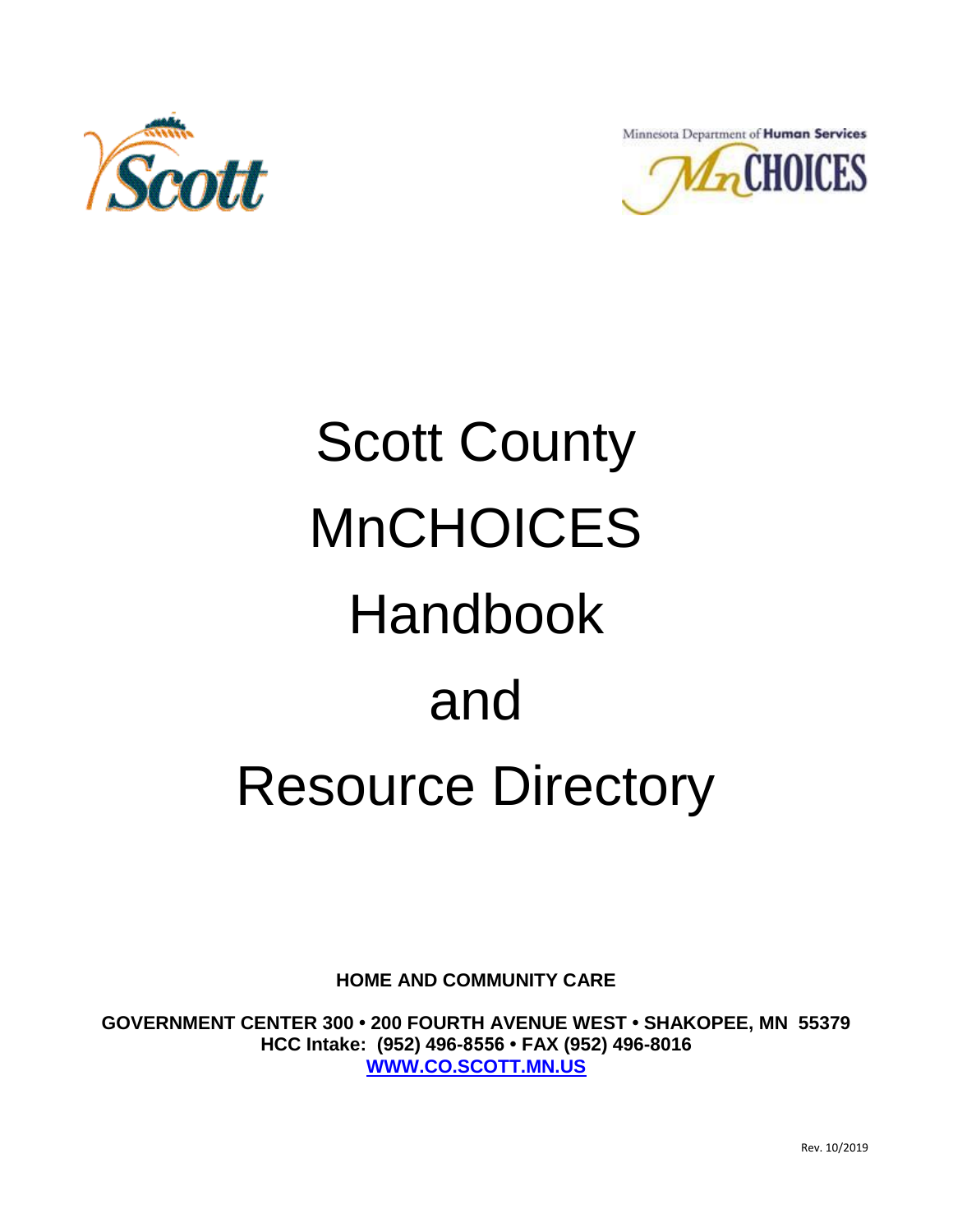# Scott County MnCHOICES Handbook and Resource Directory

**HOME AND COMMUNITY CARE**

**GOVERNMENT CENTER 300 • 200 FOURTH AVENUE WEST • SHAKOPEE, MN 55379**
**HCC Intake: (952) 496-8556 • FAX (952) 496-8016**
**WWW.CO.SCOTT.MN.US**

Rev. 10/2019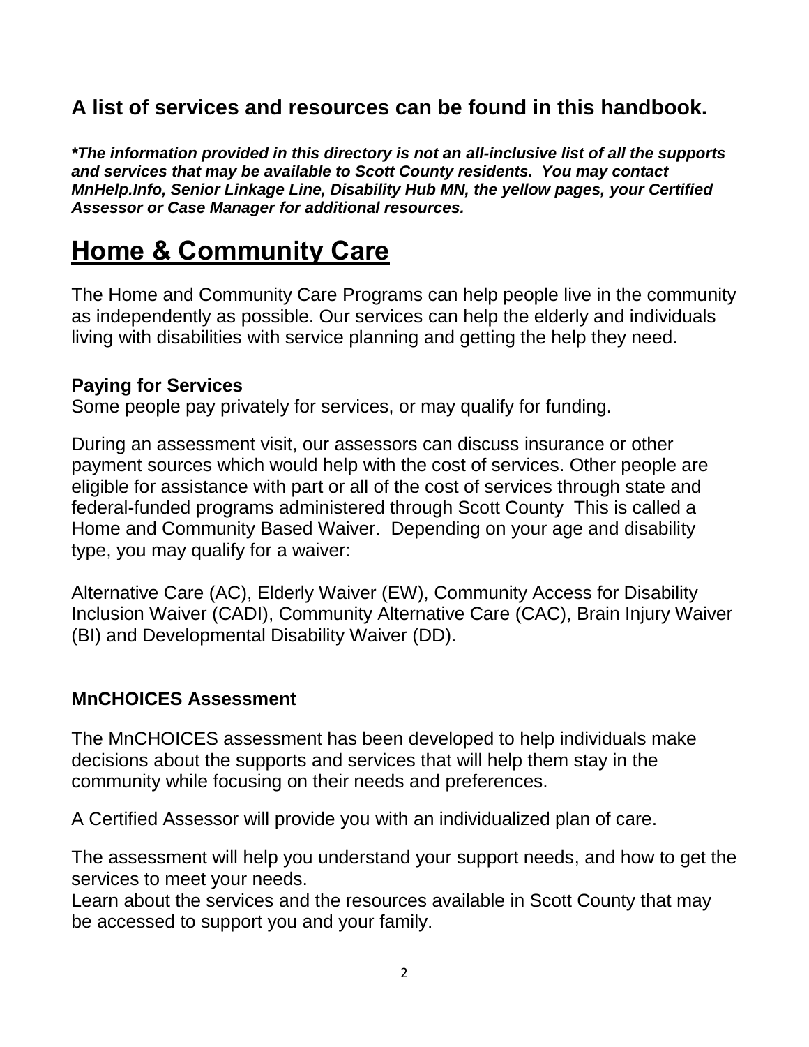### A list of services and resources can be found in this handbook.

***The information provided in this directory is not an all-inclusive list of all the supports and services that may be available to Scott County residents. You may contact MnHelp.Info, Senior Linkage Line, Disability Hub MN, the yellow pages, your Certified Assessor or Case Manager for additional resources.***

# Home & Community Care

The Home and Community Care Programs can help people live in the community as independently as possible. Our services can help the elderly and individuals living with disabilities with service planning and getting the help they need.

**Paying for Services**

Some people pay privately for services, or may qualify for funding.

During an assessment visit, our assessors can discuss insurance or other payment sources which would help with the cost of services. Other people are eligible for assistance with part or all of the cost of services through state and federal-funded programs administered through Scott County This is called a Home and Community Based Waiver. Depending on your age and disability type, you may qualify for a waiver:

Alternative Care (AC), Elderly Waiver (EW), Community Access for Disability Inclusion Waiver (CADI), Community Alternative Care (CAC), Brain Injury Waiver (BI) and Developmental Disability Waiver (DD).

**MnCHOICES Assessment**

The MnCHOICES assessment has been developed to help individuals make decisions about the supports and services that will help them stay in the community while focusing on their needs and preferences.

A Certified Assessor will provide you with an individualized plan of care.

The assessment will help you understand your support needs, and how to get the services to meet your needs.

Learn about the services and the resources available in Scott County that may be accessed to support you and your family.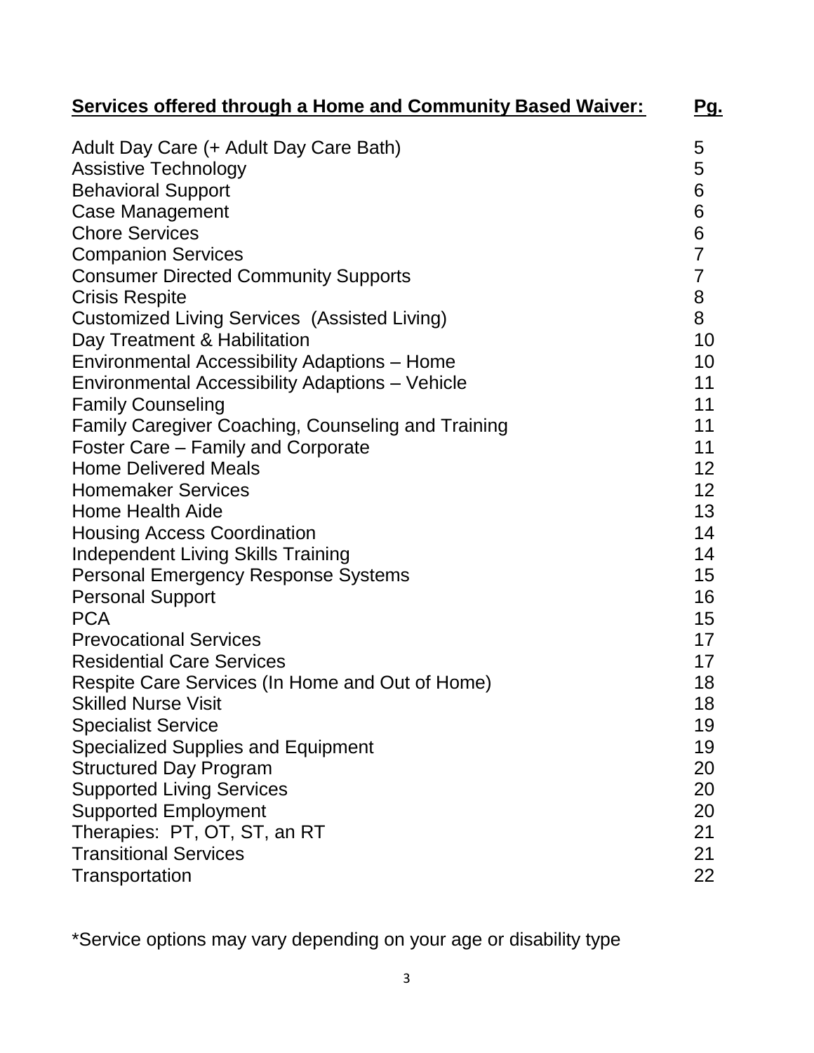| **Services offered through a Home and Community Based Waiver:** | **Pg.** |
| --- | --- |
| Adult Day Care (+ Adult Day Care Bath) | 5 |
| Assistive Technology | 5 |
| Behavioral Support | 6 |
| Case Management | 6 |
| Chore Services | 6 |
| Companion Services | 7 |
| Consumer Directed Community Supports | 7 |
| Crisis Respite | 8 |
| Customized Living Services (Assisted Living) | 8 |
| Day Treatment & Habilitation | 10 |
| Environmental Accessibility Adaptions – Home | 10 |
| Environmental Accessibility Adaptions – Vehicle | 11 |
| Family Counseling | 11 |
| Family Caregiver Coaching, Counseling and Training | 11 |
| Foster Care – Family and Corporate | 11 |
| Home Delivered Meals | 12 |
| Homemaker Services | 12 |
| Home Health Aide | 13 |
| Housing Access Coordination | 14 |
| Independent Living Skills Training | 14 |
| Personal Emergency Response Systems | 15 |
| Personal Support | 16 |
| PCA | 15 |
| Prevocational Services | 17 |
| Residential Care Services | 17 |
| Respite Care Services (In Home and Out of Home) | 18 |
| Skilled Nurse Visit | 18 |
| Specialist Service | 19 |
| Specialized Supplies and Equipment | 19 |
| Structured Day Program | 20 |
| Supported Living Services | 20 |
| Supported Employment | 20 |
| Therapies: PT, OT, ST, an RT | 21 |
| Transitional Services | 21 |
| Transportation | 22 |

*Service options may vary depending on your age or disability type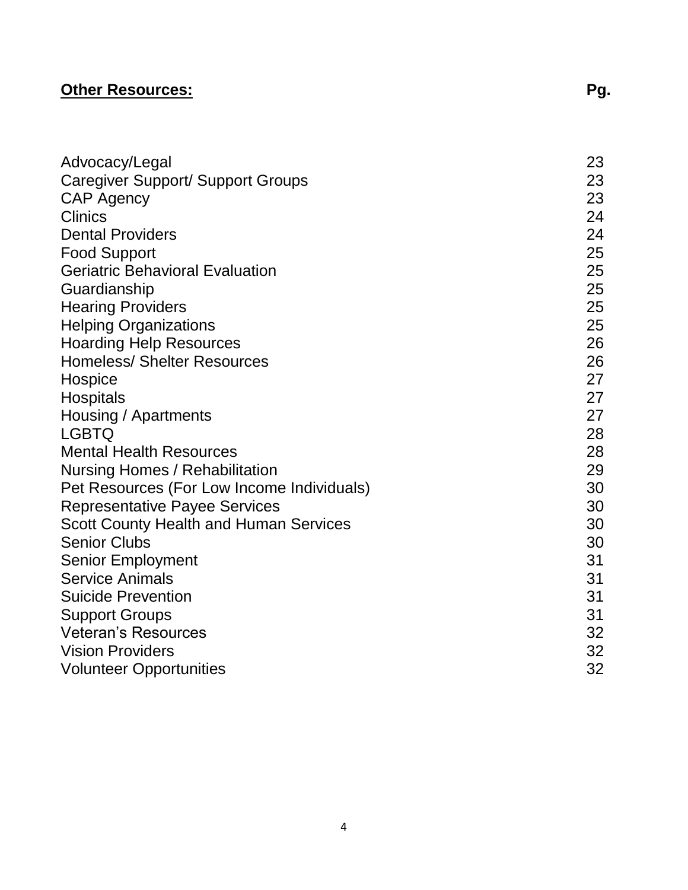| **Other Resources:** | **Pg.** |
| --- | --- |
| Advocacy/Legal | 23 |
| Caregiver Support/ Support Groups | 23 |
| CAP Agency | 23 |
| Clinics | 24 |
| Dental Providers | 24 |
| Food Support | 25 |
| Geriatric Behavioral Evaluation | 25 |
| Guardianship | 25 |
| Hearing Providers | 25 |
| Helping Organizations | 25 |
| Hoarding Help Resources | 26 |
| Homeless/ Shelter Resources | 26 |
| Hospice | 27 |
| Hospitals | 27 |
| Housing / Apartments | 27 |
| LGBTQ | 28 |
| Mental Health Resources | 28 |
| Nursing Homes / Rehabilitation | 29 |
| Pet Resources (For Low Income Individuals) | 30 |
| Representative Payee Services | 30 |
| Scott County Health and Human Services | 30 |
| Senior Clubs | 30 |
| Senior Employment | 31 |
| Service Animals | 31 |
| Suicide Prevention | 31 |
| Support Groups | 31 |
| Veteran's Resources | 32 |
| Vision Providers | 32 |
| Volunteer Opportunities | 32 |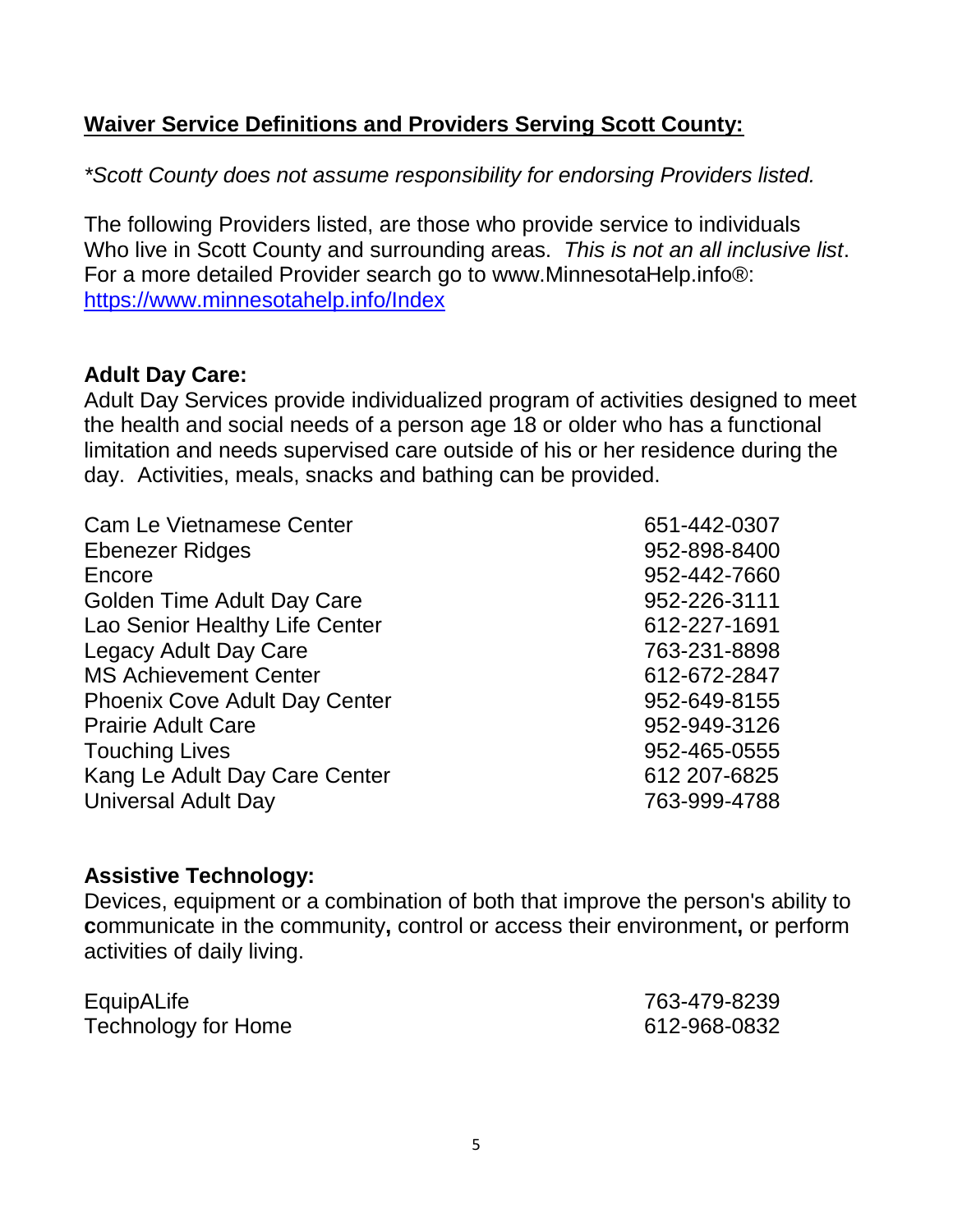## Waiver Service Definitions and Providers Serving Scott County:

*\*Scott County does not assume responsibility for endorsing Providers listed.*

The following Providers listed, are those who provide service to individuals Who live in Scott County and surrounding areas. *This is not an all inclusive list*. For a more detailed Provider search go to www.MinnesotaHelp.info®: https://www.minnesotahelp.info/Index

### Adult Day Care:

Adult Day Services provide individualized program of activities designed to meet the health and social needs of a person age 18 or older who has a functional limitation and needs supervised care outside of his or her residence during the day. Activities, meals, snacks and bathing can be provided.

| | |
|---|---|
| Cam Le Vietnamese Center | 651-442-0307 |
| Ebenezer Ridges | 952-898-8400 |
| Encore | 952-442-7660 |
| Golden Time Adult Day Care | 952-226-3111 |
| Lao Senior Healthy Life Center | 612-227-1691 |
| Legacy Adult Day Care | 763-231-8898 |
| MS Achievement Center | 612-672-2847 |
| Phoenix Cove Adult Day Center | 952-649-8155 |
| Prairie Adult Care | 952-949-3126 |
| Touching Lives | 952-465-0555 |
| Kang Le Adult Day Care Center | 612 207-6825 |
| Universal Adult Day | 763-999-4788 |

### Assistive Technology:

Devices, equipment or a combination of both that improve the person's ability to **c**ommunicate in the community**,** control or access their environment**,** or perform activities of daily living.

| | |
|---|---|
| EquipALife | 763-479-8239 |
| Technology for Home | 612-968-0832 |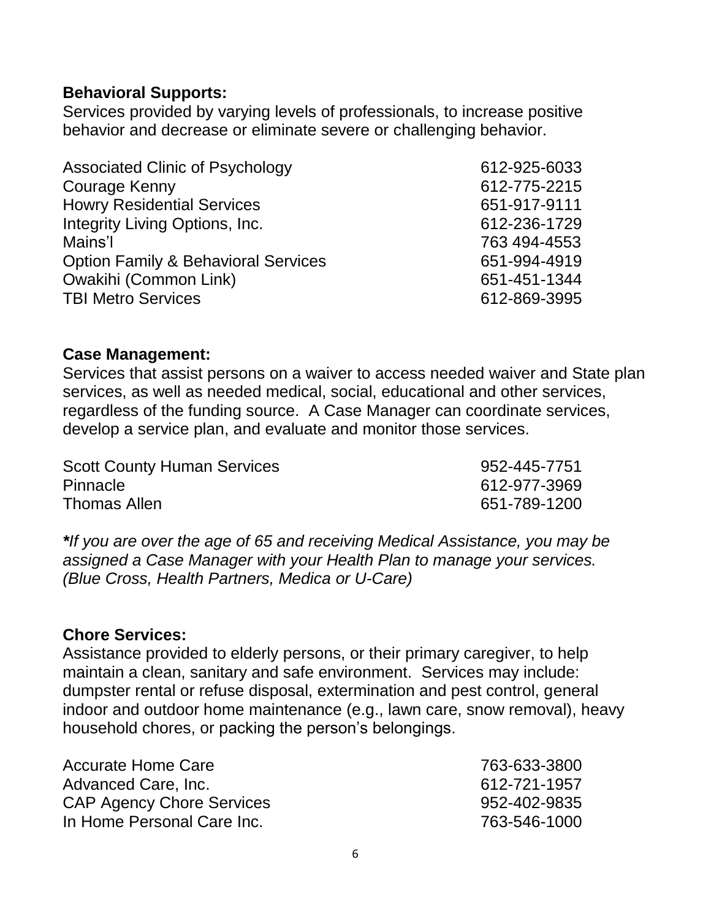**Behavioral Supports:**
Services provided by varying levels of professionals, to increase positive behavior and decrease or eliminate severe or challenging behavior.

| | |
|---|---|
| Associated Clinic of Psychology | 612-925-6033 |
| Courage Kenny | 612-775-2215 |
| Howry Residential Services | 651-917-9111 |
| Integrity Living Options, Inc. | 612-236-1729 |
| Mains'l | 763 494-4553 |
| Option Family & Behavioral Services | 651-994-4919 |
| Owakihi (Common Link) | 651-451-1344 |
| TBI Metro Services | 612-869-3995 |

**Case Management:**
Services that assist persons on a waiver to access needed waiver and State plan services, as well as needed medical, social, educational and other services, regardless of the funding source. A Case Manager can coordinate services, develop a service plan, and evaluate and monitor those services.

| | |
|---|---|
| Scott County Human Services | 952-445-7751 |
| Pinnacle | 612-977-3969 |
| Thomas Allen | 651-789-1200 |

***If you are over the age of 65 and receiving Medical Assistance, you may be assigned a Case Manager with your Health Plan to manage your services. (Blue Cross, Health Partners, Medica or U-Care)***

**Chore Services:**
Assistance provided to elderly persons, or their primary caregiver, to help maintain a clean, sanitary and safe environment. Services may include: dumpster rental or refuse disposal, extermination and pest control, general indoor and outdoor home maintenance (e.g., lawn care, snow removal), heavy household chores, or packing the person's belongings.

| | |
|---|---|
| Accurate Home Care | 763-633-3800 |
| Advanced Care, Inc. | 612-721-1957 |
| CAP Agency Chore Services | 952-402-9835 |
| In Home Personal Care Inc. | 763-546-1000 |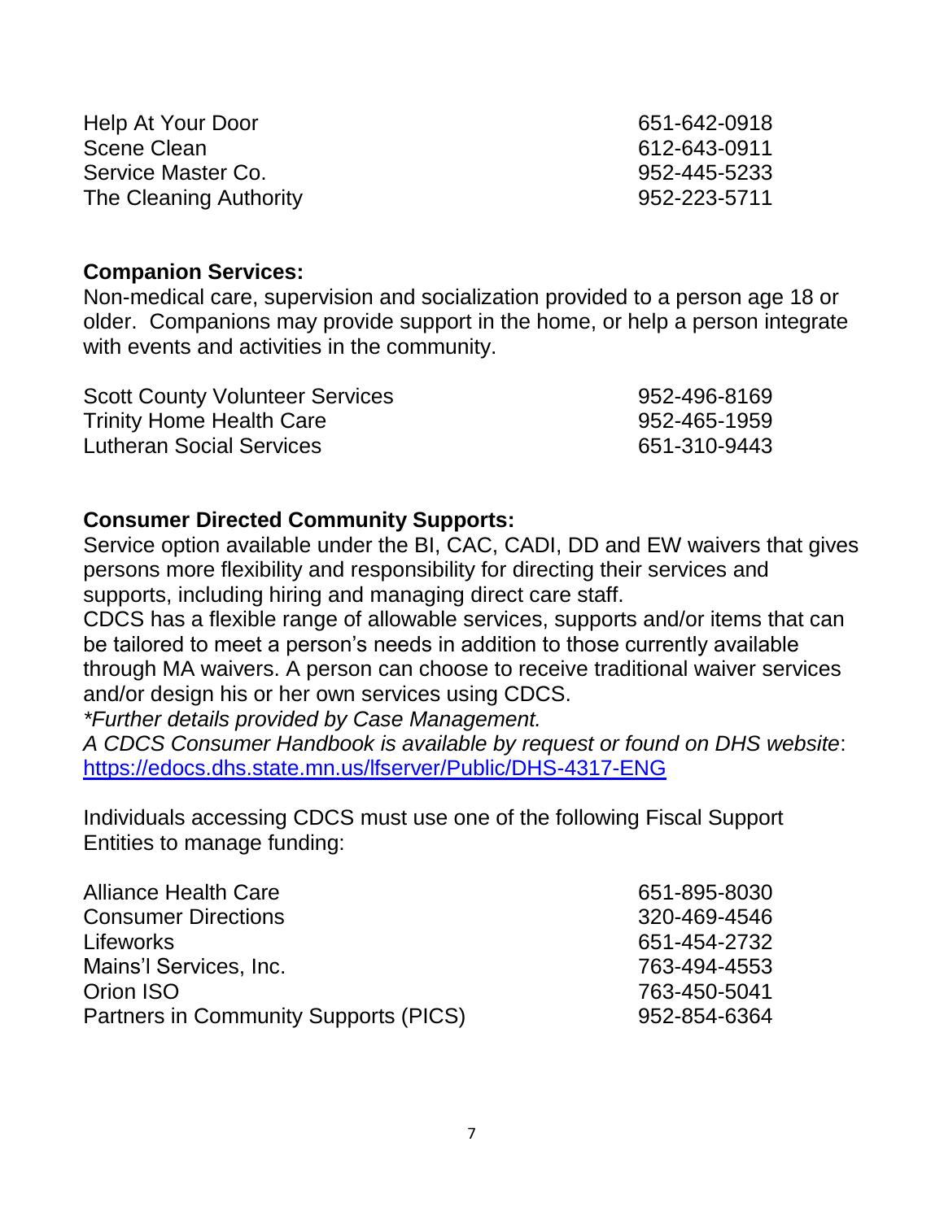| | |
|---|---|
| Help At Your Door | 651-642-0918 |
| Scene Clean | 612-643-0911 |
| Service Master Co. | 952-445-5233 |
| The Cleaning Authority | 952-223-5711 |

**Companion Services:**
Non-medical care, supervision and socialization provided to a person age 18 or older. Companions may provide support in the home, or help a person integrate with events and activities in the community.

| | |
|---|---|
| Scott County Volunteer Services | 952-496-8169 |
| Trinity Home Health Care | 952-465-1959 |
| Lutheran Social Services | 651-310-9443 |

**Consumer Directed Community Supports:**
Service option available under the BI, CAC, CADI, DD and EW waivers that gives persons more flexibility and responsibility for directing their services and supports, including hiring and managing direct care staff.
CDCS has a flexible range of allowable services, supports and/or items that can be tailored to meet a person's needs in addition to those currently available through MA waivers. A person can choose to receive traditional waiver services and/or design his or her own services using CDCS.
*\*Further details provided by Case Management.*
*A CDCS Consumer Handbook is available by request or found on DHS website*:
https://edocs.dhs.state.mn.us/lfserver/Public/DHS-4317-ENG

Individuals accessing CDCS must use one of the following Fiscal Support Entities to manage funding:

| | |
|---|---|
| Alliance Health Care | 651-895-8030 |
| Consumer Directions | 320-469-4546 |
| Lifeworks | 651-454-2732 |
| Mains'l Services, Inc. | 763-494-4553 |
| Orion ISO | 763-450-5041 |
| Partners in Community Supports (PICS) | 952-854-6364 |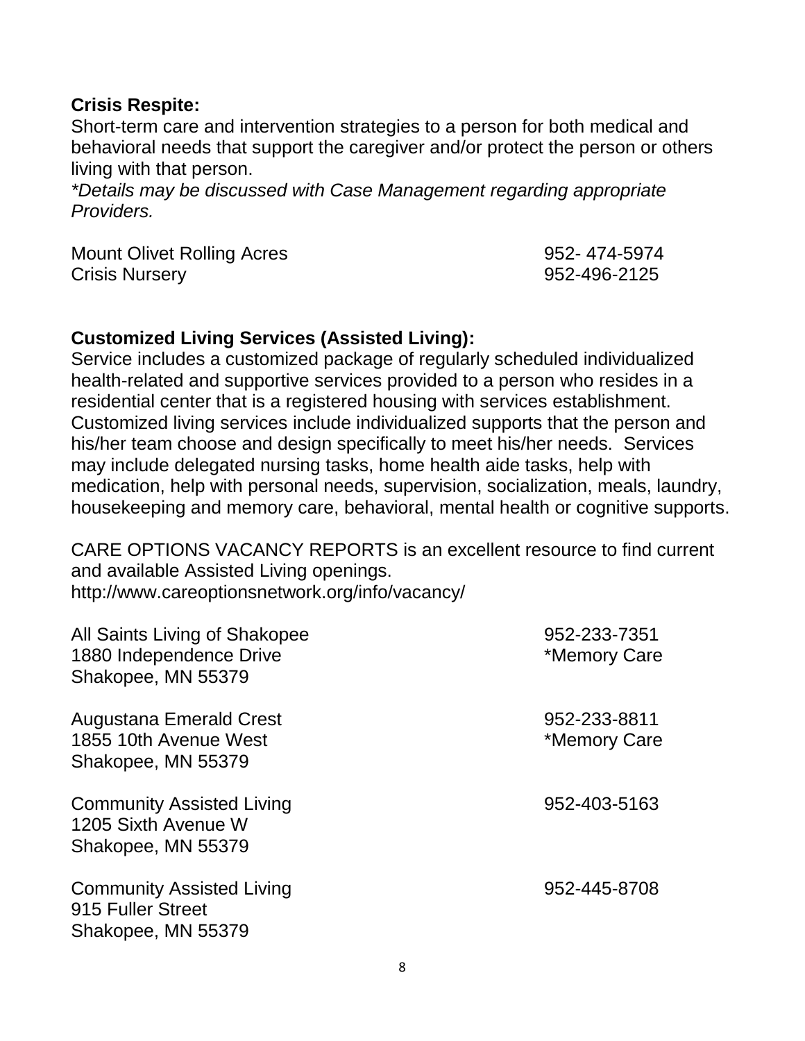**Crisis Respite:**

Short-term care and intervention strategies to a person for both medical and behavioral needs that support the caregiver and/or protect the person or others living with that person.

*\*Details may be discussed with Case Management regarding appropriate Providers.*

| | |
|---|---|
| Mount Olivet Rolling Acres | 952- 474-5974 |
| Crisis Nursery | 952-496-2125 |

**Customized Living Services (Assisted Living):**

Service includes a customized package of regularly scheduled individualized health-related and supportive services provided to a person who resides in a residential center that is a registered housing with services establishment. Customized living services include individualized supports that the person and his/her team choose and design specifically to meet his/her needs. Services may include delegated nursing tasks, home health aide tasks, help with medication, help with personal needs, supervision, socialization, meals, laundry, housekeeping and memory care, behavioral, mental health or cognitive supports.

CARE OPTIONS VACANCY REPORTS is an excellent resource to find current and available Assisted Living openings.
http://www.careoptionsnetwork.org/info/vacancy/

All Saints Living of Shakopee — 952-233-7351
1880 Independence Drive — *Memory Care
Shakopee, MN 55379

Augustana Emerald Crest — 952-233-8811
1855 10th Avenue West — *Memory Care
Shakopee, MN 55379

Community Assisted Living — 952-403-5163
1205 Sixth Avenue W
Shakopee, MN 55379

Community Assisted Living — 952-445-8708
915 Fuller Street
Shakopee, MN 55379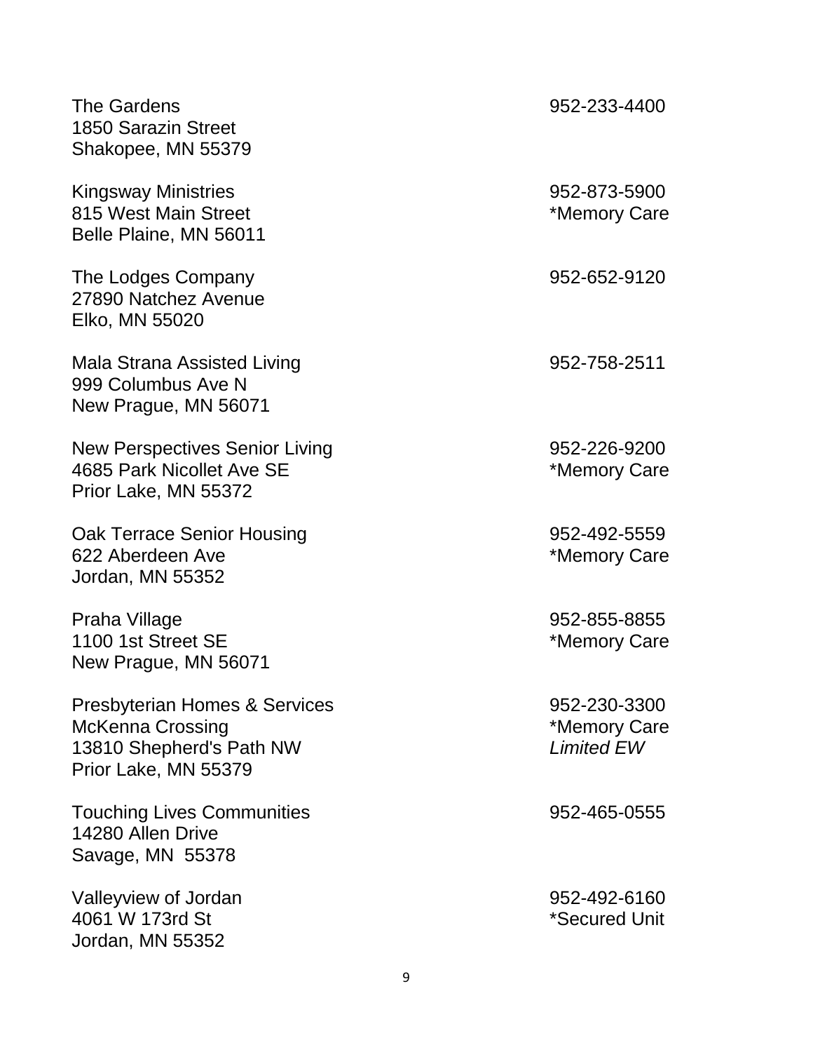The Gardens  
1850 Sarazin Street  
Shakopee, MN 55379  
952-233-4400

Kingsway Ministries  
815 West Main Street  
Belle Plaine, MN 56011  
952-873-5900  
*Memory Care

The Lodges Company  
27890 Natchez Avenue  
Elko, MN 55020  
952-652-9120

Mala Strana Assisted Living  
999 Columbus Ave N  
New Prague, MN 56071  
952-758-2511

New Perspectives Senior Living  
4685 Park Nicollet Ave SE  
Prior Lake, MN 55372  
952-226-9200  
*Memory Care

Oak Terrace Senior Housing  
622 Aberdeen Ave  
Jordan, MN 55352  
952-492-5559  
*Memory Care

Praha Village  
1100 1st Street SE  
New Prague, MN 56071  
952-855-8855  
*Memory Care

Presbyterian Homes & Services  
McKenna Crossing  
13810 Shepherd's Path NW  
Prior Lake, MN 55379  
952-230-3300  
*Memory Care  
*Limited EW*

Touching Lives Communities  
14280 Allen Drive  
Savage, MN 55378  
952-465-0555

Valleyview of Jordan  
4061 W 173rd St  
Jordan, MN 55352  
952-492-6160  
*Secured Unit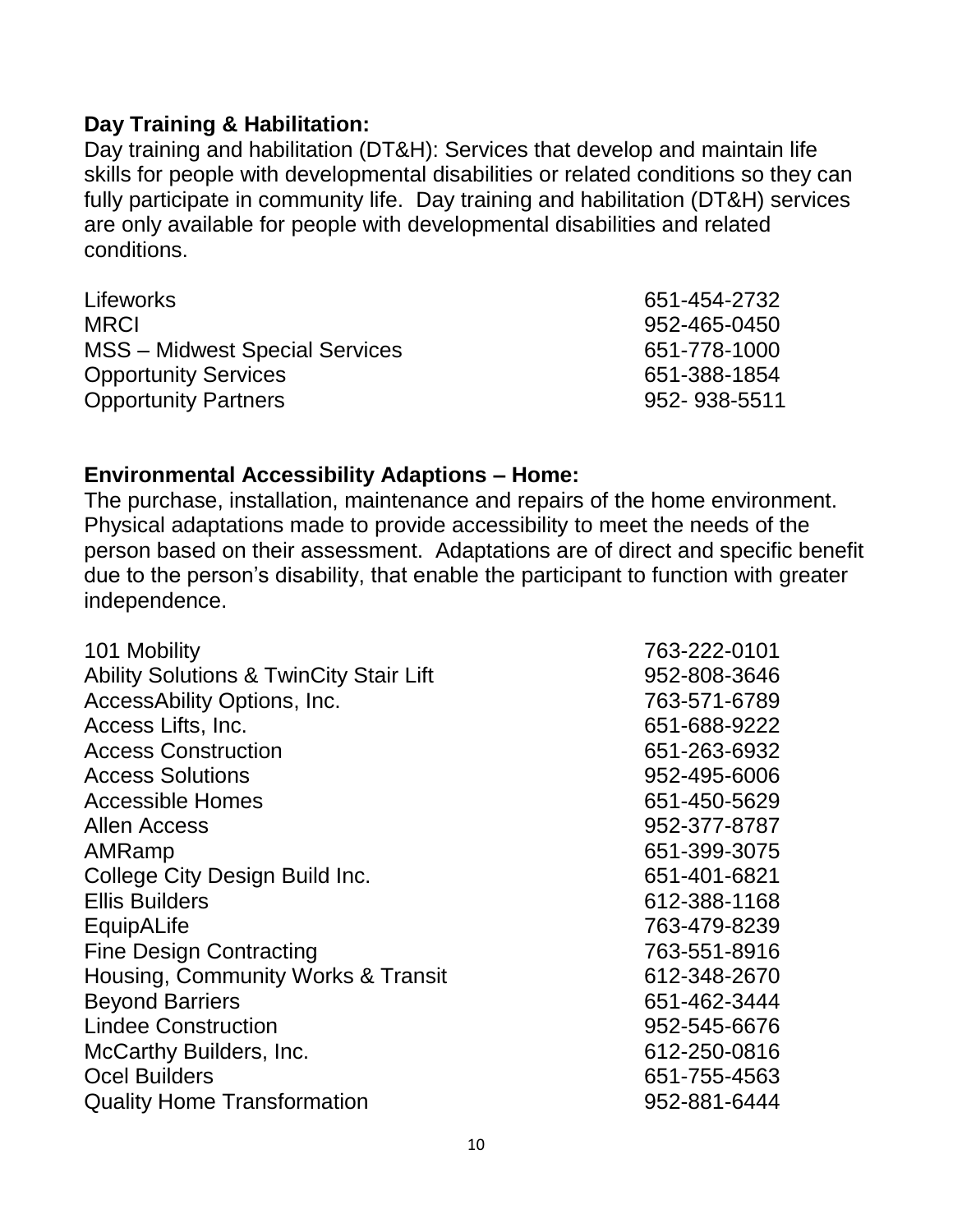**Day Training & Habilitation:**

Day training and habilitation (DT&H): Services that develop and maintain life skills for people with developmental disabilities or related conditions so they can fully participate in community life. Day training and habilitation (DT&H) services are only available for people with developmental disabilities and related conditions.

| | |
|---|---|
| Lifeworks | 651-454-2732 |
| MRCI | 952-465-0450 |
| MSS – Midwest Special Services | 651-778-1000 |
| Opportunity Services | 651-388-1854 |
| Opportunity Partners | 952- 938-5511 |

**Environmental Accessibility Adaptions – Home:**

The purchase, installation, maintenance and repairs of the home environment. Physical adaptations made to provide accessibility to meet the needs of the person based on their assessment. Adaptations are of direct and specific benefit due to the person's disability, that enable the participant to function with greater independence.

| | |
|---|---|
| 101 Mobility | 763-222-0101 |
| Ability Solutions & TwinCity Stair Lift | 952-808-3646 |
| AccessAbility Options, Inc. | 763-571-6789 |
| Access Lifts, Inc. | 651-688-9222 |
| Access Construction | 651-263-6932 |
| Access Solutions | 952-495-6006 |
| Accessible Homes | 651-450-5629 |
| Allen Access | 952-377-8787 |
| AMRamp | 651-399-3075 |
| College City Design Build Inc. | 651-401-6821 |
| Ellis Builders | 612-388-1168 |
| EquipALife | 763-479-8239 |
| Fine Design Contracting | 763-551-8916 |
| Housing, Community Works & Transit | 612-348-2670 |
| Beyond Barriers | 651-462-3444 |
| Lindee Construction | 952-545-6676 |
| McCarthy Builders, Inc. | 612-250-0816 |
| Ocel Builders | 651-755-4563 |
| Quality Home Transformation | 952-881-6444 |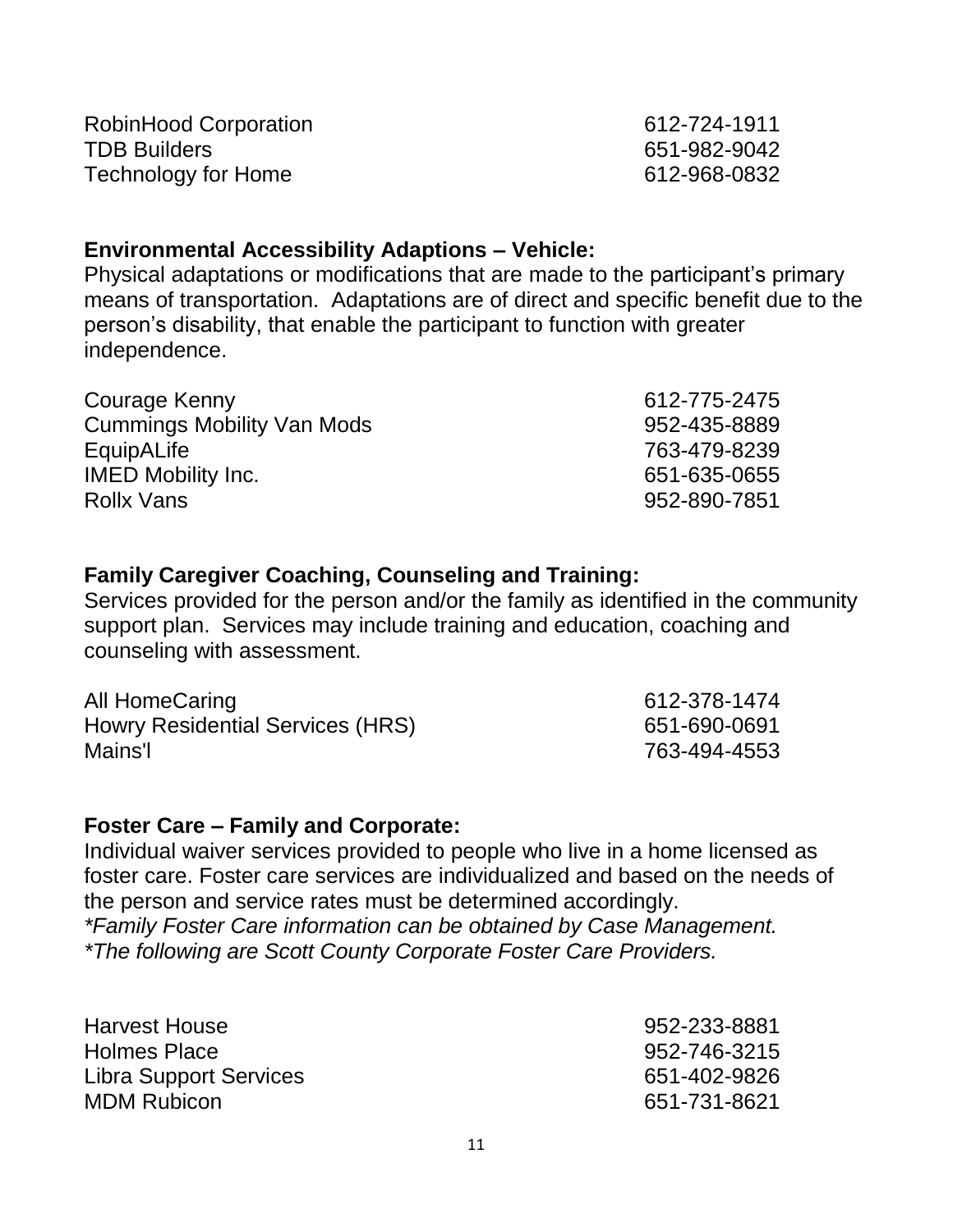| | |
|---|---|
| RobinHood Corporation | 612-724-1911 |
| TDB Builders | 651-982-9042 |
| Technology for Home | 612-968-0832 |

**Environmental Accessibility Adaptions – Vehicle:**
Physical adaptations or modifications that are made to the participant's primary means of transportation. Adaptations are of direct and specific benefit due to the person's disability, that enable the participant to function with greater independence.

| | |
|---|---|
| Courage Kenny | 612-775-2475 |
| Cummings Mobility Van Mods | 952-435-8889 |
| EquipALife | 763-479-8239 |
| IMED Mobility Inc. | 651-635-0655 |
| Rollx Vans | 952-890-7851 |

**Family Caregiver Coaching, Counseling and Training:**
Services provided for the person and/or the family as identified in the community support plan. Services may include training and education, coaching and counseling with assessment.

| | |
|---|---|
| All HomeCaring | 612-378-1474 |
| Howry Residential Services (HRS) | 651-690-0691 |
| Mains'l | 763-494-4553 |

**Foster Care – Family and Corporate:**
Individual waiver services provided to people who live in a home licensed as foster care. Foster care services are individualized and based on the needs of the person and service rates must be determined accordingly.
*\*Family Foster Care information can be obtained by Case Management.*
*\*The following are Scott County Corporate Foster Care Providers.*

| | |
|---|---|
| Harvest House | 952-233-8881 |
| Holmes Place | 952-746-3215 |
| Libra Support Services | 651-402-9826 |
| MDM Rubicon | 651-731-8621 |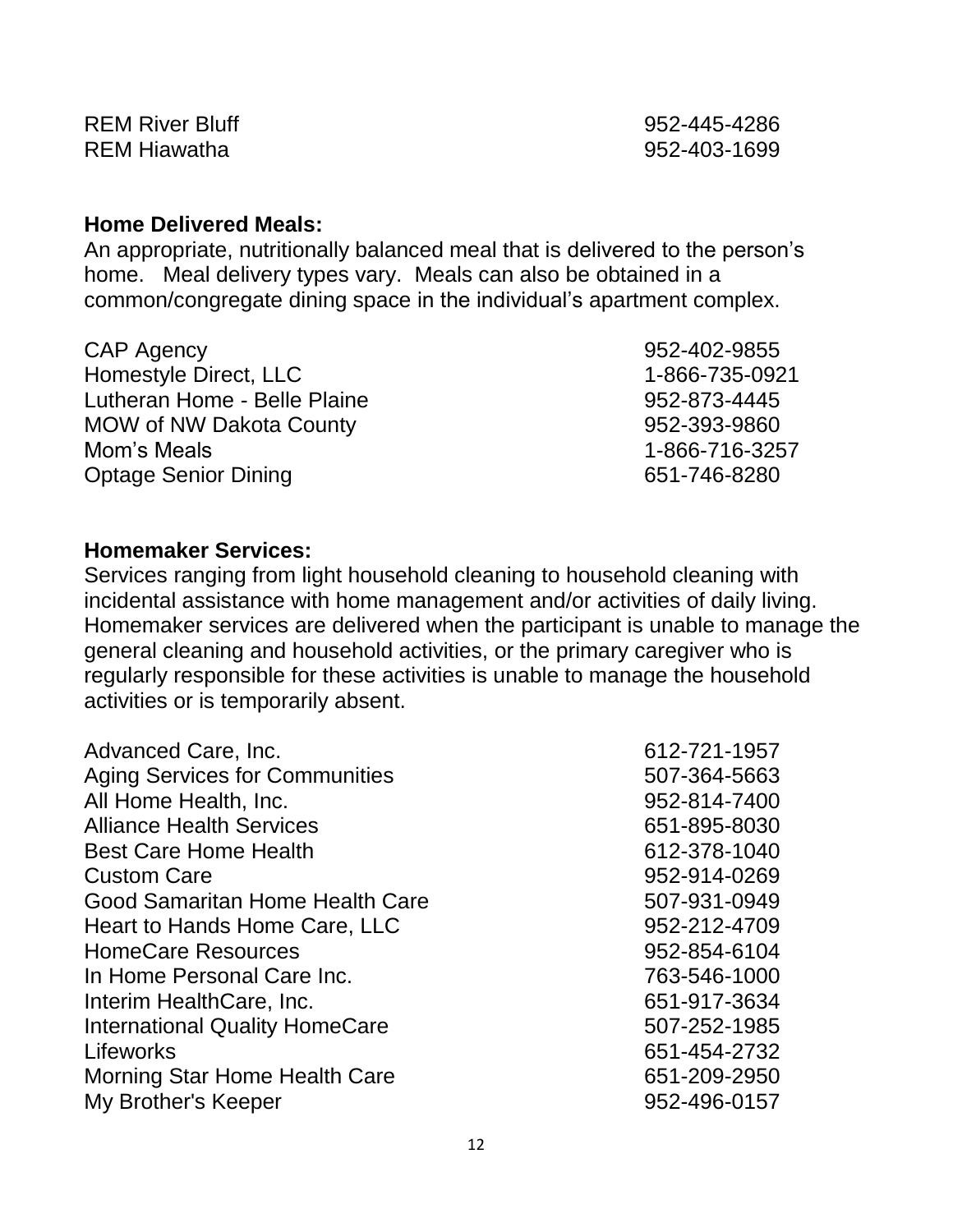| | |
|---|---|
| REM River Bluff | 952-445-4286 |
| REM Hiawatha | 952-403-1699 |

**Home Delivered Meals:**
An appropriate, nutritionally balanced meal that is delivered to the person's home. Meal delivery types vary. Meals can also be obtained in a common/congregate dining space in the individual's apartment complex.

| | |
|---|---|
| CAP Agency | 952-402-9855 |
| Homestyle Direct, LLC | 1-866-735-0921 |
| Lutheran Home - Belle Plaine | 952-873-4445 |
| MOW of NW Dakota County | 952-393-9860 |
| Mom's Meals | 1-866-716-3257 |
| Optage Senior Dining | 651-746-8280 |

**Homemaker Services:**
Services ranging from light household cleaning to household cleaning with incidental assistance with home management and/or activities of daily living. Homemaker services are delivered when the participant is unable to manage the general cleaning and household activities, or the primary caregiver who is regularly responsible for these activities is unable to manage the household activities or is temporarily absent.

| | |
|---|---|
| Advanced Care, Inc. | 612-721-1957 |
| Aging Services for Communities | 507-364-5663 |
| All Home Health, Inc. | 952-814-7400 |
| Alliance Health Services | 651-895-8030 |
| Best Care Home Health | 612-378-1040 |
| Custom Care | 952-914-0269 |
| Good Samaritan Home Health Care | 507-931-0949 |
| Heart to Hands Home Care, LLC | 952-212-4709 |
| HomeCare Resources | 952-854-6104 |
| In Home Personal Care Inc. | 763-546-1000 |
| Interim HealthCare, Inc. | 651-917-3634 |
| International Quality HomeCare | 507-252-1985 |
| Lifeworks | 651-454-2732 |
| Morning Star Home Health Care | 651-209-2950 |
| My Brother's Keeper | 952-496-0157 |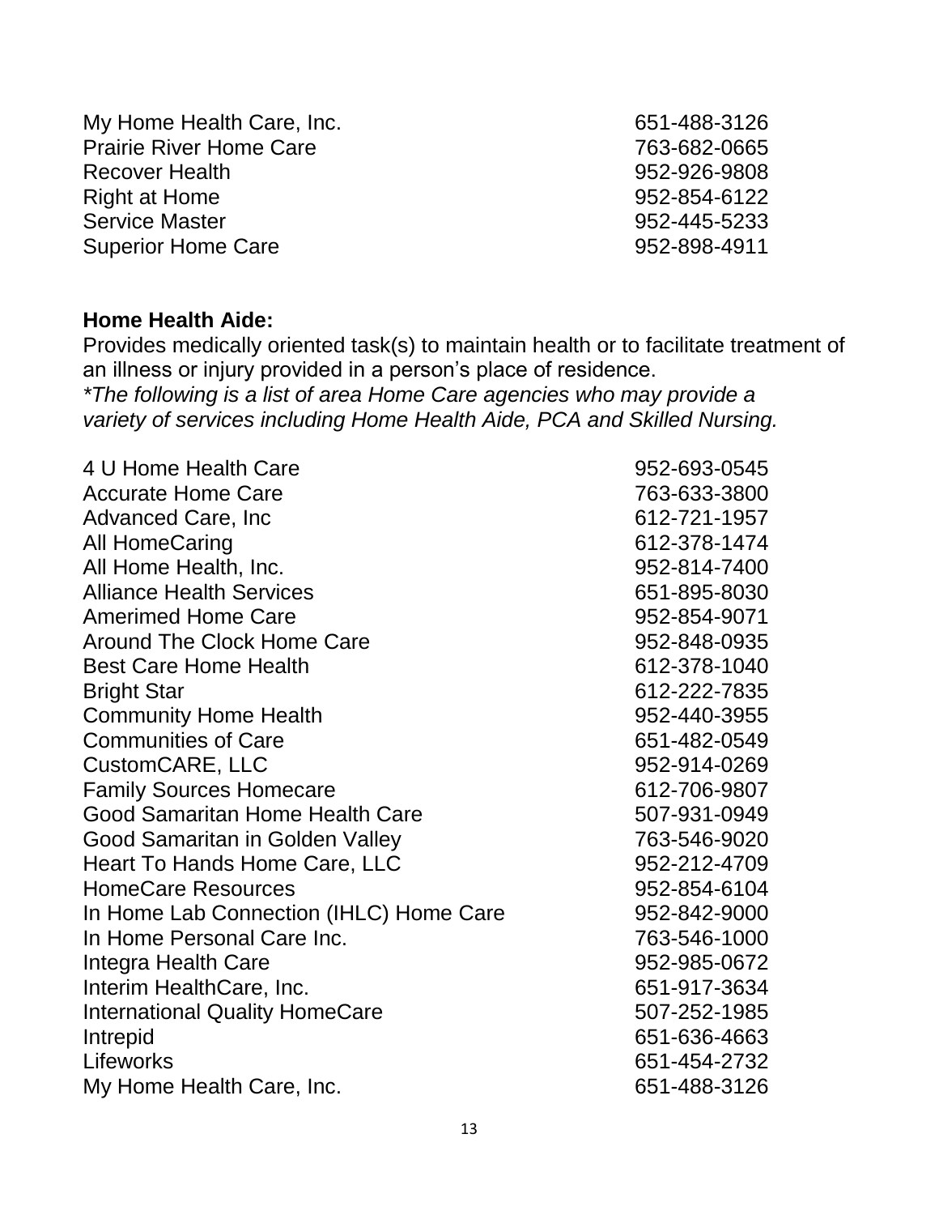| | |
|---|---|
| My Home Health Care, Inc. | 651-488-3126 |
| Prairie River Home Care | 763-682-0665 |
| Recover Health | 952-926-9808 |
| Right at Home | 952-854-6122 |
| Service Master | 952-445-5233 |
| Superior Home Care | 952-898-4911 |

**Home Health Aide:**
Provides medically oriented task(s) to maintain health or to facilitate treatment of an illness or injury provided in a person's place of residence.
*\*The following is a list of area Home Care agencies who may provide a variety of services including Home Health Aide, PCA and Skilled Nursing.*

| | |
|---|---|
| 4 U Home Health Care | 952-693-0545 |
| Accurate Home Care | 763-633-3800 |
| Advanced Care, Inc | 612-721-1957 |
| All HomeCaring | 612-378-1474 |
| All Home Health, Inc. | 952-814-7400 |
| Alliance Health Services | 651-895-8030 |
| Amerimed Home Care | 952-854-9071 |
| Around The Clock Home Care | 952-848-0935 |
| Best Care Home Health | 612-378-1040 |
| Bright Star | 612-222-7835 |
| Community Home Health | 952-440-3955 |
| Communities of Care | 651-482-0549 |
| CustomCARE, LLC | 952-914-0269 |
| Family Sources Homecare | 612-706-9807 |
| Good Samaritan Home Health Care | 507-931-0949 |
| Good Samaritan in Golden Valley | 763-546-9020 |
| Heart To Hands Home Care, LLC | 952-212-4709 |
| HomeCare Resources | 952-854-6104 |
| In Home Lab Connection (IHLC) Home Care | 952-842-9000 |
| In Home Personal Care Inc. | 763-546-1000 |
| Integra Health Care | 952-985-0672 |
| Interim HealthCare, Inc. | 651-917-3634 |
| International Quality HomeCare | 507-252-1985 |
| Intrepid | 651-636-4663 |
| Lifeworks | 651-454-2732 |
| My Home Health Care, Inc. | 651-488-3126 |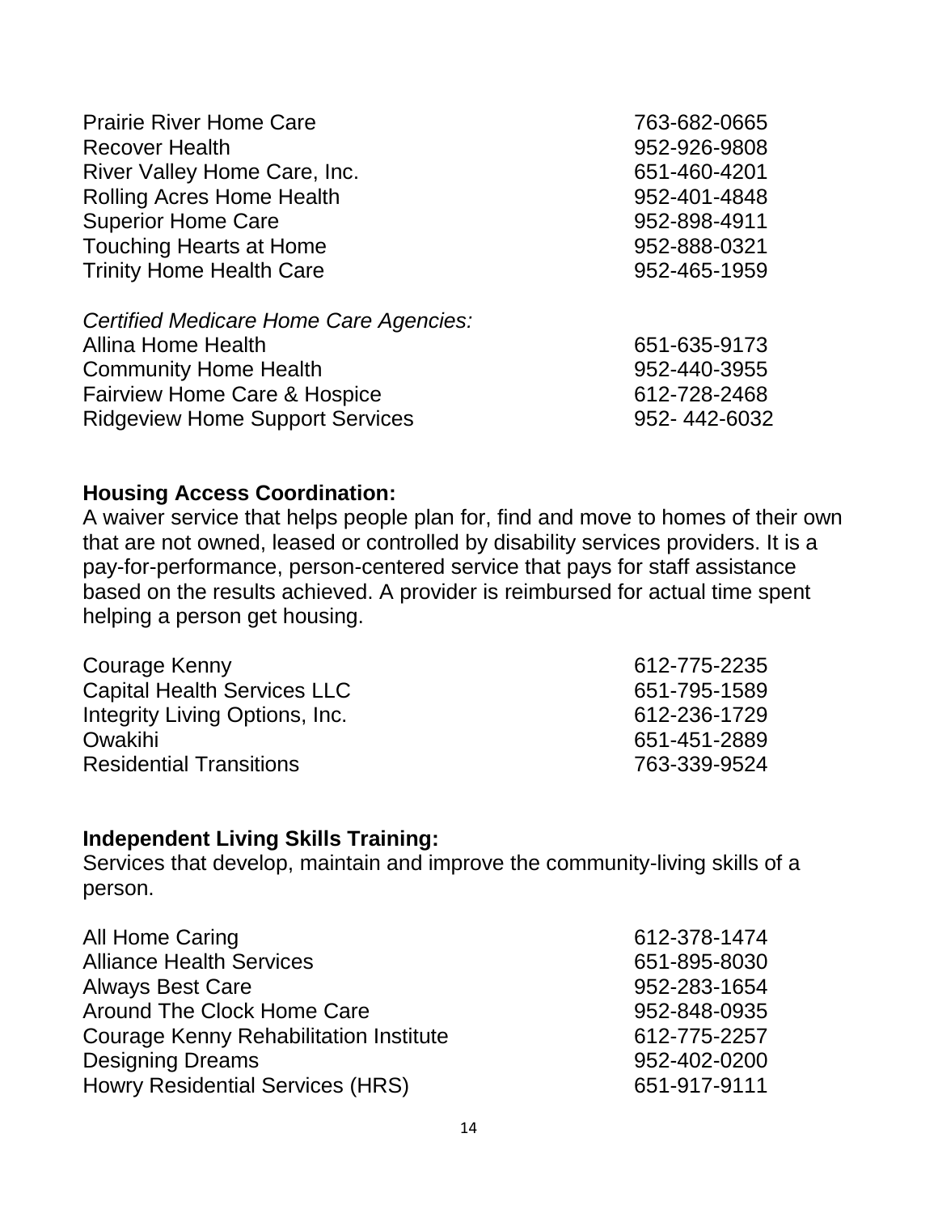| | |
|---|---|
| Prairie River Home Care | 763-682-0665 |
| Recover Health | 952-926-9808 |
| River Valley Home Care, Inc. | 651-460-4201 |
| Rolling Acres Home Health | 952-401-4848 |
| Superior Home Care | 952-898-4911 |
| Touching Hearts at Home | 952-888-0321 |
| Trinity Home Health Care | 952-465-1959 |

*Certified Medicare Home Care Agencies:*

| | |
|---|---|
| Allina Home Health | 651-635-9173 |
| Community Home Health | 952-440-3955 |
| Fairview Home Care & Hospice | 612-728-2468 |
| Ridgeview Home Support Services | 952- 442-6032 |

**Housing Access Coordination:**

A waiver service that helps people plan for, find and move to homes of their own that are not owned, leased or controlled by disability services providers. It is a pay-for-performance, person-centered service that pays for staff assistance based on the results achieved. A provider is reimbursed for actual time spent helping a person get housing.

| | |
|---|---|
| Courage Kenny | 612-775-2235 |
| Capital Health Services LLC | 651-795-1589 |
| Integrity Living Options, Inc. | 612-236-1729 |
| Owakihi | 651-451-2889 |
| Residential Transitions | 763-339-9524 |

**Independent Living Skills Training:**

Services that develop, maintain and improve the community-living skills of a person.

| | |
|---|---|
| All Home Caring | 612-378-1474 |
| Alliance Health Services | 651-895-8030 |
| Always Best Care | 952-283-1654 |
| Around The Clock Home Care | 952-848-0935 |
| Courage Kenny Rehabilitation Institute | 612-775-2257 |
| Designing Dreams | 952-402-0200 |
| Howry Residential Services (HRS) | 651-917-9111 |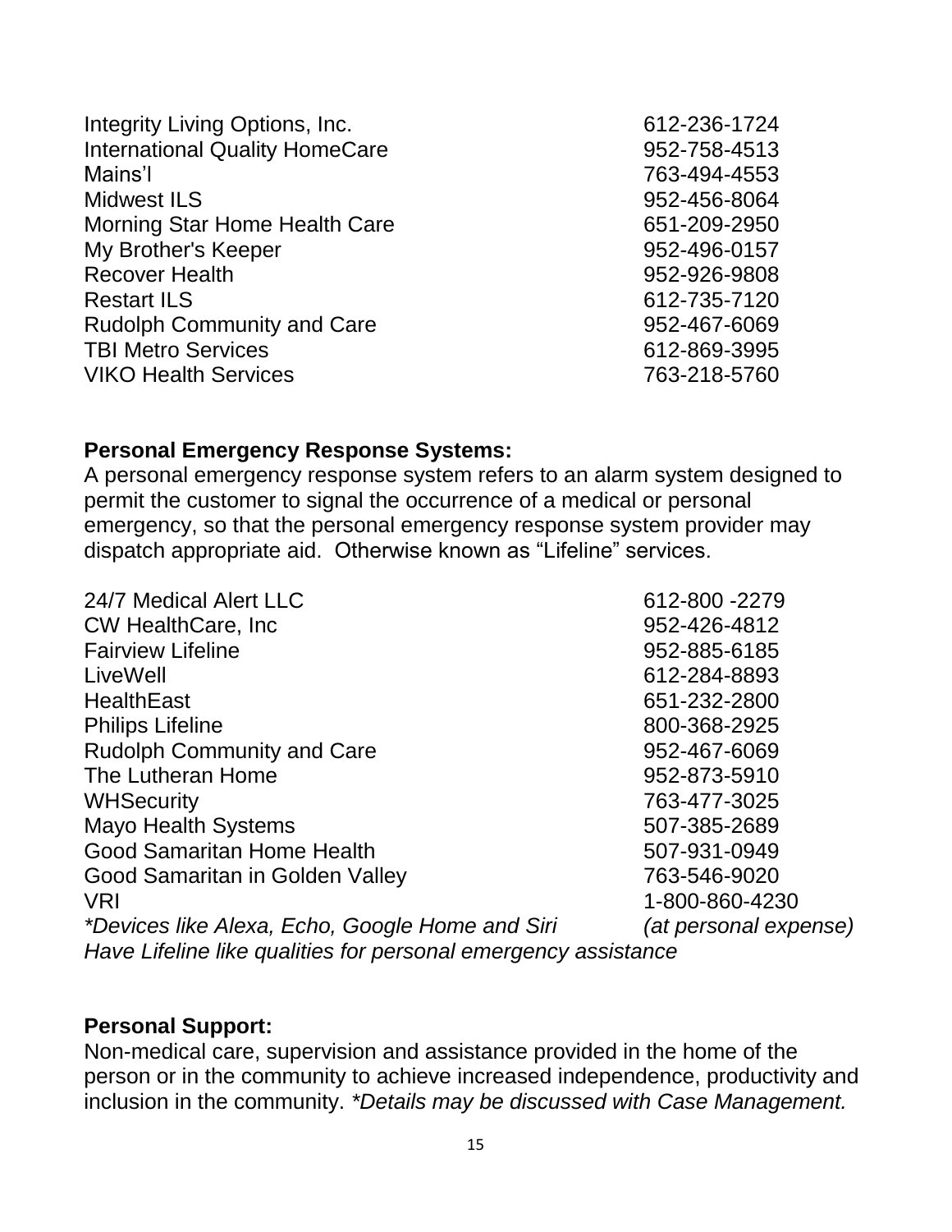| | |
|---|---|
| Integrity Living Options, Inc. | 612-236-1724 |
| International Quality HomeCare | 952-758-4513 |
| Mains'l | 763-494-4553 |
| Midwest ILS | 952-456-8064 |
| Morning Star Home Health Care | 651-209-2950 |
| My Brother's Keeper | 952-496-0157 |
| Recover Health | 952-926-9808 |
| Restart ILS | 612-735-7120 |
| Rudolph Community and Care | 952-467-6069 |
| TBI Metro Services | 612-869-3995 |
| VIKO Health Services | 763-218-5760 |

**Personal Emergency Response Systems:**
A personal emergency response system refers to an alarm system designed to permit the customer to signal the occurrence of a medical or personal emergency, so that the personal emergency response system provider may dispatch appropriate aid. Otherwise known as "Lifeline" services.

| | |
|---|---|
| 24/7 Medical Alert LLC | 612-800 -2279 |
| CW HealthCare, Inc | 952-426-4812 |
| Fairview Lifeline | 952-885-6185 |
| LiveWell | 612-284-8893 |
| HealthEast | 651-232-2800 |
| Philips Lifeline | 800-368-2925 |
| Rudolph Community and Care | 952-467-6069 |
| The Lutheran Home | 952-873-5910 |
| WHSecurity | 763-477-3025 |
| Mayo Health Systems | 507-385-2689 |
| Good Samaritan Home Health | 507-931-0949 |
| Good Samaritan in Golden Valley | 763-546-9020 |
| VRI | 1-800-860-4230 |
| *\*Devices like Alexa, Echo, Google Home and Siri* | *(at personal expense)* |

*Have Lifeline like qualities for personal emergency assistance*

**Personal Support:**
Non-medical care, supervision and assistance provided in the home of the person or in the community to achieve increased independence, productivity and inclusion in the community. *\*Details may be discussed with Case Management.*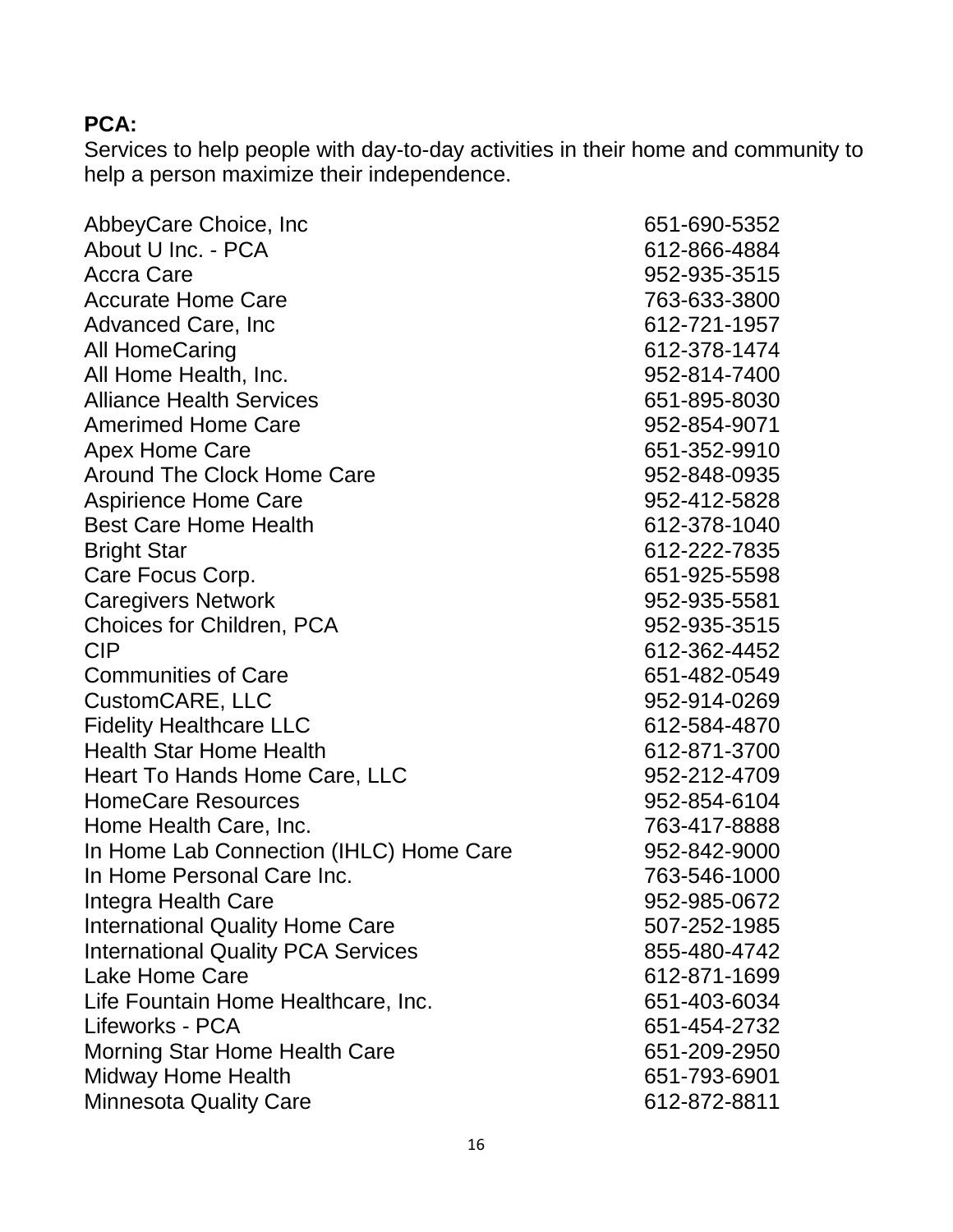**PCA:**

Services to help people with day-to-day activities in their home and community to help a person maximize their independence.

| | |
|---|---|
| AbbeyCare Choice, Inc | 651-690-5352 |
| About U Inc. - PCA | 612-866-4884 |
| Accra Care | 952-935-3515 |
| Accurate Home Care | 763-633-3800 |
| Advanced Care, Inc | 612-721-1957 |
| All HomeCaring | 612-378-1474 |
| All Home Health, Inc. | 952-814-7400 |
| Alliance Health Services | 651-895-8030 |
| Amerimed Home Care | 952-854-9071 |
| Apex Home Care | 651-352-9910 |
| Around The Clock Home Care | 952-848-0935 |
| Aspirience Home Care | 952-412-5828 |
| Best Care Home Health | 612-378-1040 |
| Bright Star | 612-222-7835 |
| Care Focus Corp. | 651-925-5598 |
| Caregivers Network | 952-935-5581 |
| Choices for Children, PCA | 952-935-3515 |
| CIP | 612-362-4452 |
| Communities of Care | 651-482-0549 |
| CustomCARE, LLC | 952-914-0269 |
| Fidelity Healthcare LLC | 612-584-4870 |
| Health Star Home Health | 612-871-3700 |
| Heart To Hands Home Care, LLC | 952-212-4709 |
| HomeCare Resources | 952-854-6104 |
| Home Health Care, Inc. | 763-417-8888 |
| In Home Lab Connection (IHLC) Home Care | 952-842-9000 |
| In Home Personal Care Inc. | 763-546-1000 |
| Integra Health Care | 952-985-0672 |
| International Quality Home Care | 507-252-1985 |
| International Quality PCA Services | 855-480-4742 |
| Lake Home Care | 612-871-1699 |
| Life Fountain Home Healthcare, Inc. | 651-403-6034 |
| Lifeworks - PCA | 651-454-2732 |
| Morning Star Home Health Care | 651-209-2950 |
| Midway Home Health | 651-793-6901 |
| Minnesota Quality Care | 612-872-8811 |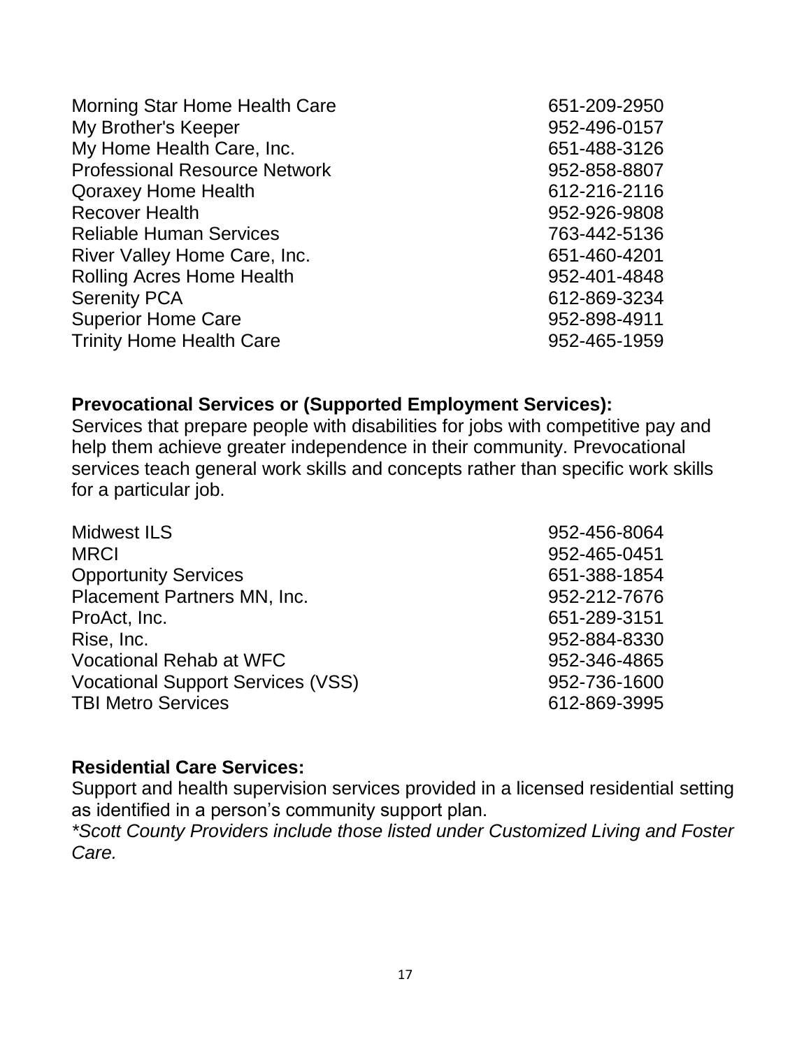| | |
|---|---|
| Morning Star Home Health Care | 651-209-2950 |
| My Brother's Keeper | 952-496-0157 |
| My Home Health Care, Inc. | 651-488-3126 |
| Professional Resource Network | 952-858-8807 |
| Qoraxey Home Health | 612-216-2116 |
| Recover Health | 952-926-9808 |
| Reliable Human Services | 763-442-5136 |
| River Valley Home Care, Inc. | 651-460-4201 |
| Rolling Acres Home Health | 952-401-4848 |
| Serenity PCA | 612-869-3234 |
| Superior Home Care | 952-898-4911 |
| Trinity Home Health Care | 952-465-1959 |

**Prevocational Services or (Supported Employment Services):**

Services that prepare people with disabilities for jobs with competitive pay and help them achieve greater independence in their community. Prevocational services teach general work skills and concepts rather than specific work skills for a particular job.

| | |
|---|---|
| Midwest ILS | 952-456-8064 |
| MRCI | 952-465-0451 |
| Opportunity Services | 651-388-1854 |
| Placement Partners MN, Inc. | 952-212-7676 |
| ProAct, Inc. | 651-289-3151 |
| Rise, Inc. | 952-884-8330 |
| Vocational Rehab at WFC | 952-346-4865 |
| Vocational Support Services (VSS) | 952-736-1600 |
| TBI Metro Services | 612-869-3995 |

**Residential Care Services:**

Support and health supervision services provided in a licensed residential setting as identified in a person's community support plan.

*\*Scott County Providers include those listed under Customized Living and Foster Care.*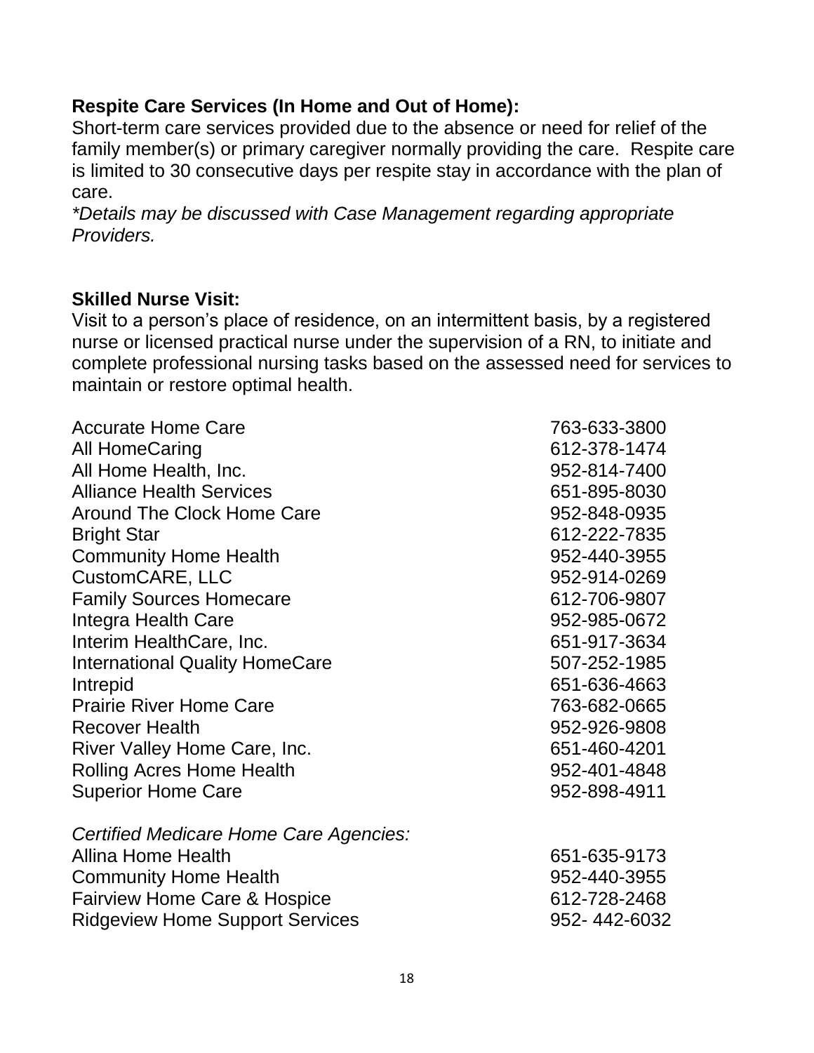**Respite Care Services (In Home and Out of Home):**

Short-term care services provided due to the absence or need for relief of the family member(s) or primary caregiver normally providing the care. Respite care is limited to 30 consecutive days per respite stay in accordance with the plan of care.

*\*Details may be discussed with Case Management regarding appropriate Providers.*

**Skilled Nurse Visit:**

Visit to a person's place of residence, on an intermittent basis, by a registered nurse or licensed practical nurse under the supervision of a RN, to initiate and complete professional nursing tasks based on the assessed need for services to maintain or restore optimal health.

| | |
|---|---|
| Accurate Home Care | 763-633-3800 |
| All HomeCaring | 612-378-1474 |
| All Home Health, Inc. | 952-814-7400 |
| Alliance Health Services | 651-895-8030 |
| Around The Clock Home Care | 952-848-0935 |
| Bright Star | 612-222-7835 |
| Community Home Health | 952-440-3955 |
| CustomCARE, LLC | 952-914-0269 |
| Family Sources Homecare | 612-706-9807 |
| Integra Health Care | 952-985-0672 |
| Interim HealthCare, Inc. | 651-917-3634 |
| International Quality HomeCare | 507-252-1985 |
| Intrepid | 651-636-4663 |
| Prairie River Home Care | 763-682-0665 |
| Recover Health | 952-926-9808 |
| River Valley Home Care, Inc. | 651-460-4201 |
| Rolling Acres Home Health | 952-401-4848 |
| Superior Home Care | 952-898-4911 |

*Certified Medicare Home Care Agencies:*

| | |
|---|---|
| Allina Home Health | 651-635-9173 |
| Community Home Health | 952-440-3955 |
| Fairview Home Care & Hospice | 612-728-2468 |
| Ridgeview Home Support Services | 952- 442-6032 |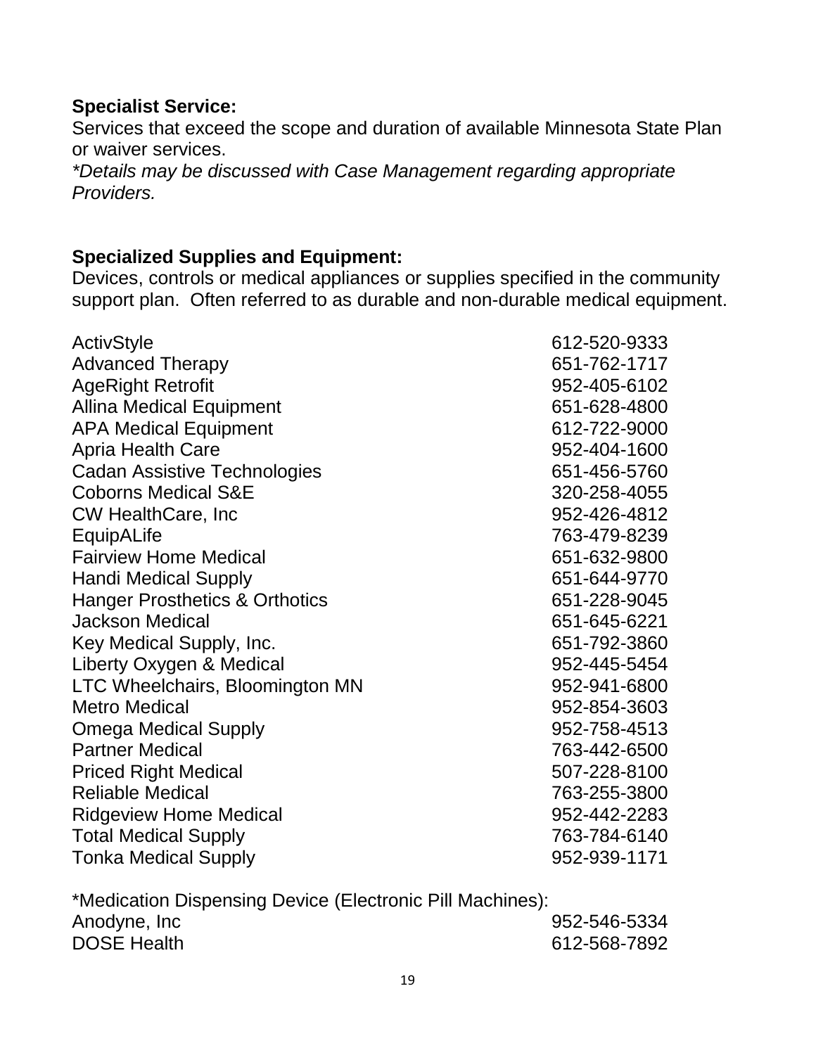**Specialist Service:**

Services that exceed the scope and duration of available Minnesota State Plan or waiver services.

*\*Details may be discussed with Case Management regarding appropriate Providers.*

**Specialized Supplies and Equipment:**

Devices, controls or medical appliances or supplies specified in the community support plan. Often referred to as durable and non-durable medical equipment.

| | |
|---|---|
| ActivStyle | 612-520-9333 |
| Advanced Therapy | 651-762-1717 |
| AgeRight Retrofit | 952-405-6102 |
| Allina Medical Equipment | 651-628-4800 |
| APA Medical Equipment | 612-722-9000 |
| Apria Health Care | 952-404-1600 |
| Cadan Assistive Technologies | 651-456-5760 |
| Coborns Medical S&E | 320-258-4055 |
| CW HealthCare, Inc | 952-426-4812 |
| EquipALife | 763-479-8239 |
| Fairview Home Medical | 651-632-9800 |
| Handi Medical Supply | 651-644-9770 |
| Hanger Prosthetics & Orthotics | 651-228-9045 |
| Jackson Medical | 651-645-6221 |
| Key Medical Supply, Inc. | 651-792-3860 |
| Liberty Oxygen & Medical | 952-445-5454 |
| LTC Wheelchairs, Bloomington MN | 952-941-6800 |
| Metro Medical | 952-854-3603 |
| Omega Medical Supply | 952-758-4513 |
| Partner Medical | 763-442-6500 |
| Priced Right Medical | 507-228-8100 |
| Reliable Medical | 763-255-3800 |
| Ridgeview Home Medical | 952-442-2283 |
| Total Medical Supply | 763-784-6140 |
| Tonka Medical Supply | 952-939-1171 |

\*Medication Dispensing Device (Electronic Pill Machines):

| | |
|---|---|
| Anodyne, Inc | 952-546-5334 |
| DOSE Health | 612-568-7892 |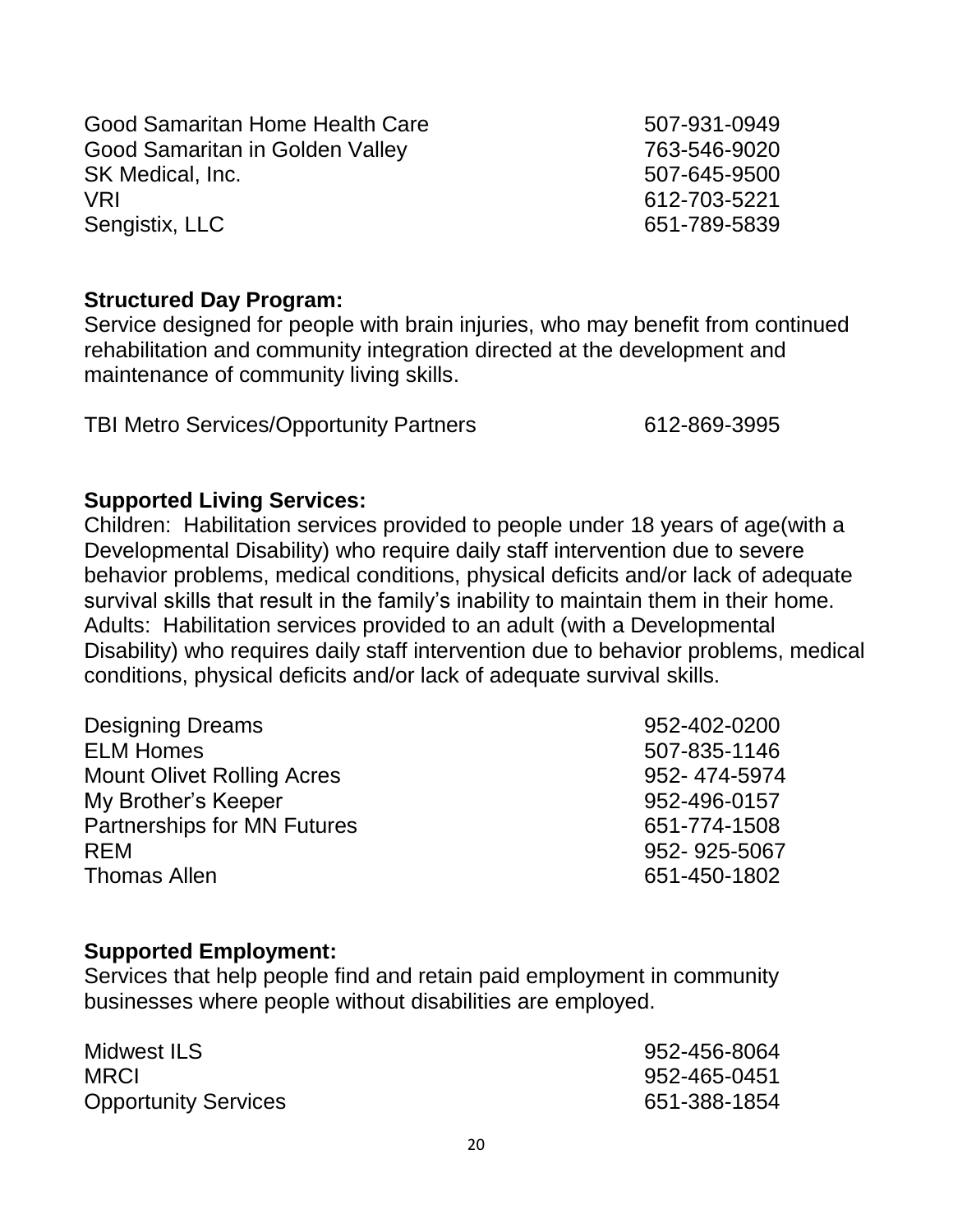| | |
|---|---|
| Good Samaritan Home Health Care | 507-931-0949 |
| Good Samaritan in Golden Valley | 763-546-9020 |
| SK Medical, Inc. | 507-645-9500 |
| VRI | 612-703-5221 |
| Sengistix, LLC | 651-789-5839 |

**Structured Day Program:**
Service designed for people with brain injuries, who may benefit from continued rehabilitation and community integration directed at the development and maintenance of community living skills.

| | |
|---|---|
| TBI Metro Services/Opportunity Partners | 612-869-3995 |

**Supported Living Services:**
Children: Habilitation services provided to people under 18 years of age(with a Developmental Disability) who require daily staff intervention due to severe behavior problems, medical conditions, physical deficits and/or lack of adequate survival skills that result in the family's inability to maintain them in their home.
Adults: Habilitation services provided to an adult (with a Developmental Disability) who requires daily staff intervention due to behavior problems, medical conditions, physical deficits and/or lack of adequate survival skills.

| | |
|---|---|
| Designing Dreams | 952-402-0200 |
| ELM Homes | 507-835-1146 |
| Mount Olivet Rolling Acres | 952- 474-5974 |
| My Brother's Keeper | 952-496-0157 |
| Partnerships for MN Futures | 651-774-1508 |
| REM | 952- 925-5067 |
| Thomas Allen | 651-450-1802 |

**Supported Employment:**
Services that help people find and retain paid employment in community businesses where people without disabilities are employed.

| | |
|---|---|
| Midwest ILS | 952-456-8064 |
| MRCI | 952-465-0451 |
| Opportunity Services | 651-388-1854 |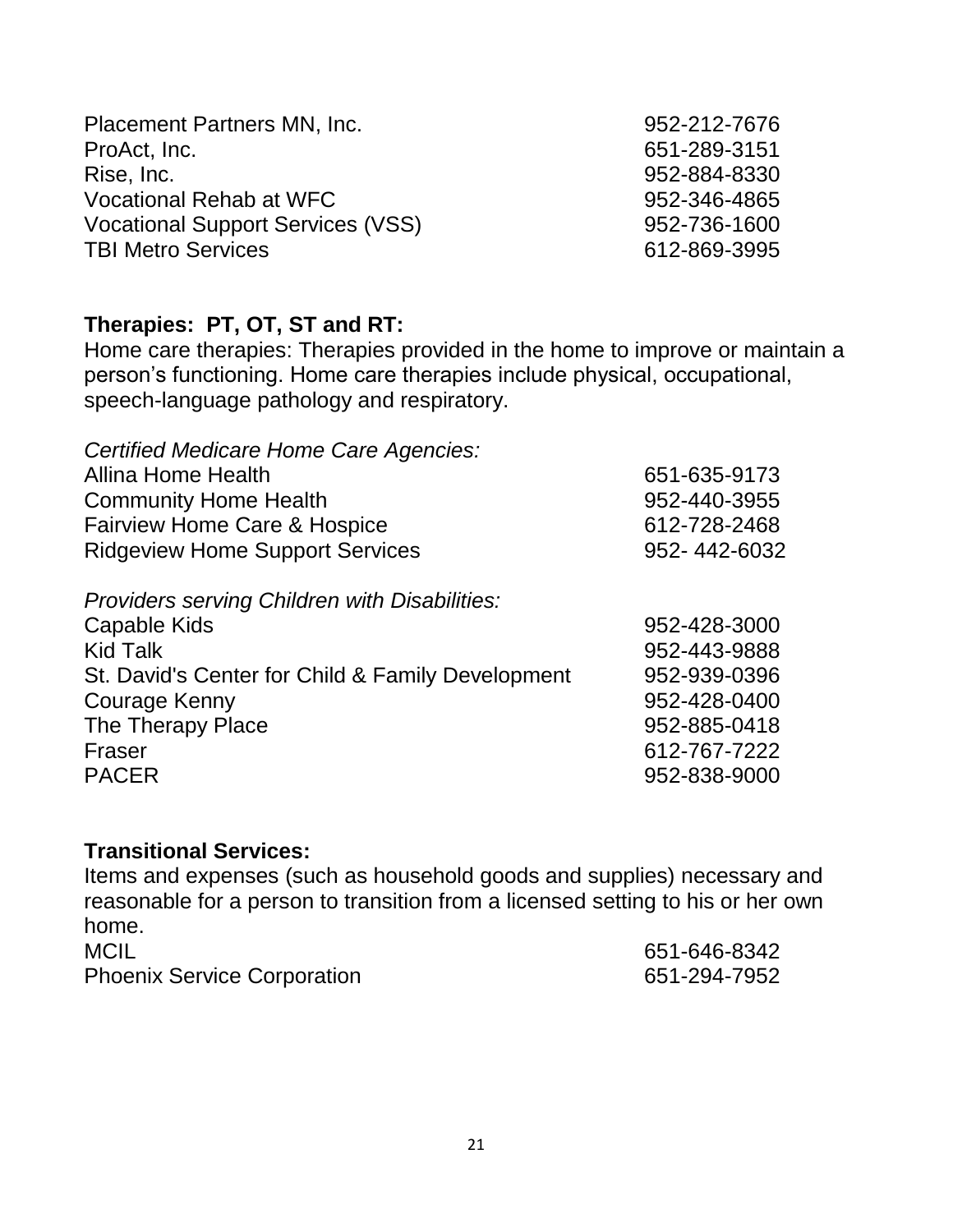| | |
|---|---|
| Placement Partners MN, Inc. | 952-212-7676 |
| ProAct, Inc. | 651-289-3151 |
| Rise, Inc. | 952-884-8330 |
| Vocational Rehab at WFC | 952-346-4865 |
| Vocational Support Services (VSS) | 952-736-1600 |
| TBI Metro Services | 612-869-3995 |

**Therapies: PT, OT, ST and RT:**

Home care therapies: Therapies provided in the home to improve or maintain a person's functioning. Home care therapies include physical, occupational, speech-language pathology and respiratory.

*Certified Medicare Home Care Agencies:*

| | |
|---|---|
| Allina Home Health | 651-635-9173 |
| Community Home Health | 952-440-3955 |
| Fairview Home Care & Hospice | 612-728-2468 |
| Ridgeview Home Support Services | 952- 442-6032 |

*Providers serving Children with Disabilities:*

| | |
|---|---|
| Capable Kids | 952-428-3000 |
| Kid Talk | 952-443-9888 |
| St. David's Center for Child & Family Development | 952-939-0396 |
| Courage Kenny | 952-428-0400 |
| The Therapy Place | 952-885-0418 |
| Fraser | 612-767-7222 |
| PACER | 952-838-9000 |

**Transitional Services:**

Items and expenses (such as household goods and supplies) necessary and reasonable for a person to transition from a licensed setting to his or her own home.

| | |
|---|---|
| MCIL | 651-646-8342 |
| Phoenix Service Corporation | 651-294-7952 |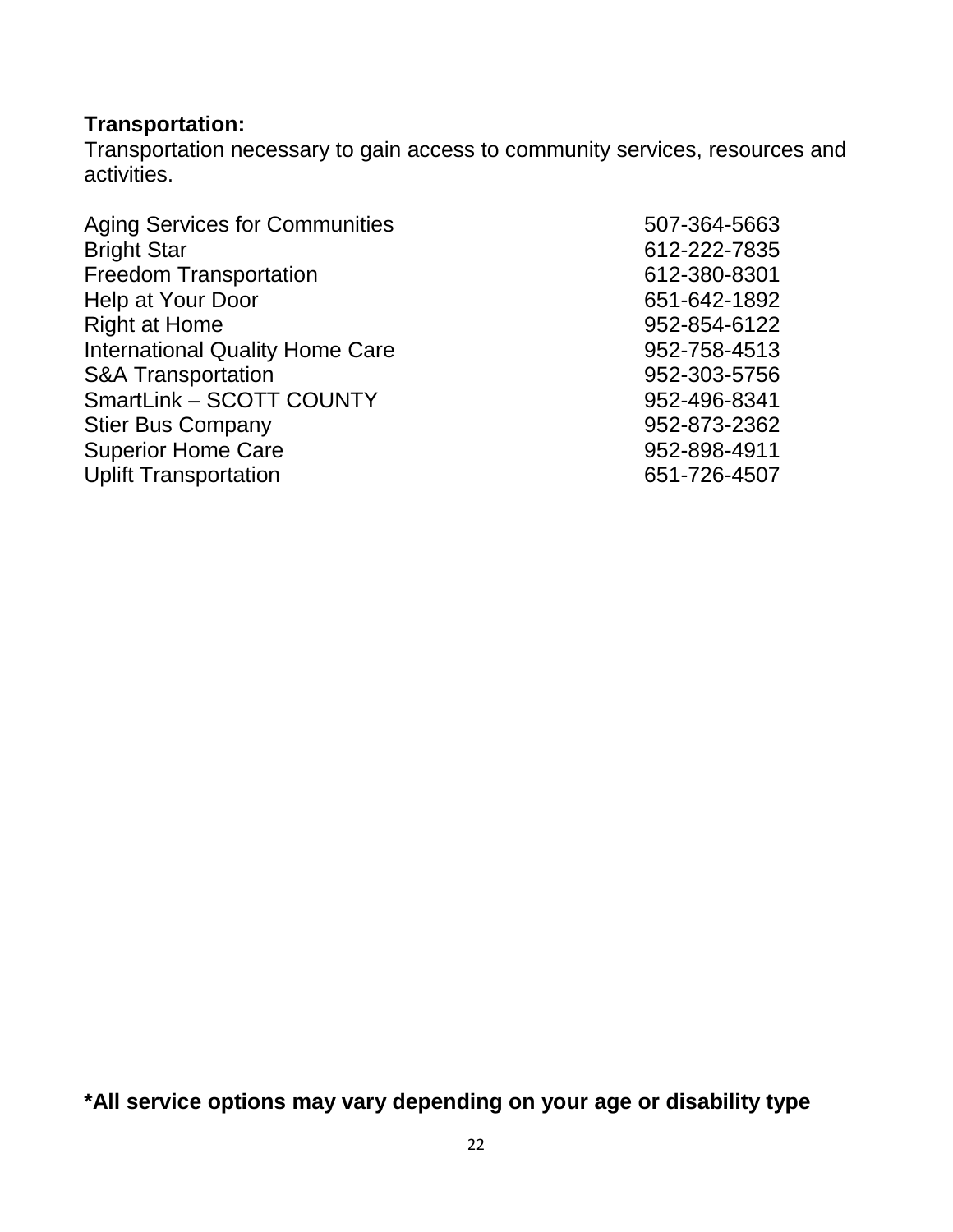**Transportation:**
Transportation necessary to gain access to community services, resources and activities.

| | |
|---|---|
| Aging Services for Communities | 507-364-5663 |
| Bright Star | 612-222-7835 |
| Freedom Transportation | 612-380-8301 |
| Help at Your Door | 651-642-1892 |
| Right at Home | 952-854-6122 |
| International Quality Home Care | 952-758-4513 |
| S&A Transportation | 952-303-5756 |
| SmartLink – SCOTT COUNTY | 952-496-8341 |
| Stier Bus Company | 952-873-2362 |
| Superior Home Care | 952-898-4911 |
| Uplift Transportation | 651-726-4507 |

**\*All service options may vary depending on your age or disability type**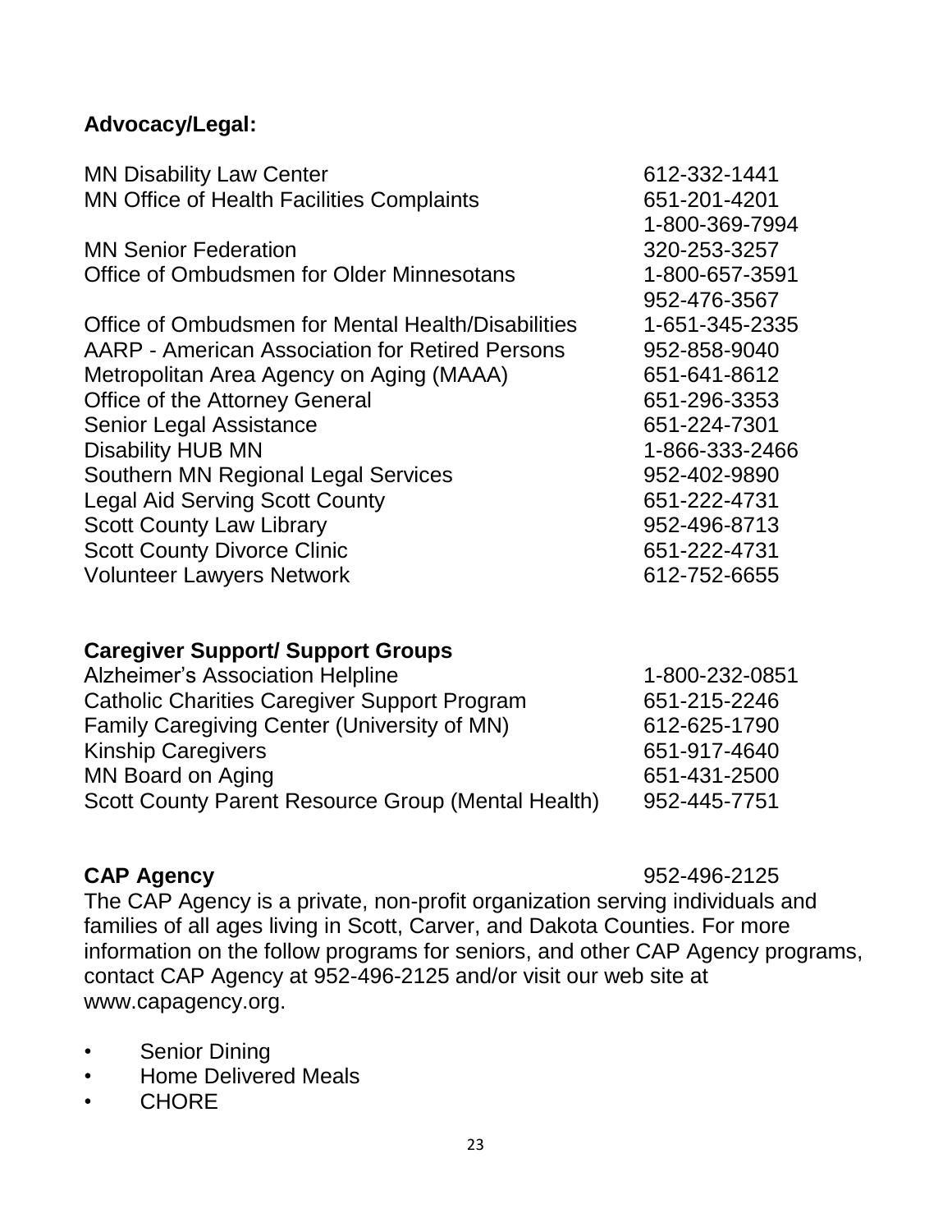## Advocacy/Legal:

| | |
|---|---|
| MN Disability Law Center | 612-332-1441 |
| MN Office of Health Facilities Complaints | 651-201-4201<br>1-800-369-7994 |
| MN Senior Federation | 320-253-3257 |
| Office of Ombudsmen for Older Minnesotans | 1-800-657-3591<br>952-476-3567 |
| Office of Ombudsmen for Mental Health/Disabilities | 1-651-345-2335 |
| AARP - American Association for Retired Persons | 952-858-9040 |
| Metropolitan Area Agency on Aging (MAAA) | 651-641-8612 |
| Office of the Attorney General | 651-296-3353 |
| Senior Legal Assistance | 651-224-7301 |
| Disability HUB MN | 1-866-333-2466 |
| Southern MN Regional Legal Services | 952-402-9890 |
| Legal Aid Serving Scott County | 651-222-4731 |
| Scott County Law Library | 952-496-8713 |
| Scott County Divorce Clinic | 651-222-4731 |
| Volunteer Lawyers Network | 612-752-6655 |

## Caregiver Support/ Support Groups

| | |
|---|---|
| Alzheimer's Association Helpline | 1-800-232-0851 |
| Catholic Charities Caregiver Support Program | 651-215-2246 |
| Family Caregiving Center (University of MN) | 612-625-1790 |
| Kinship Caregivers | 651-917-4640 |
| MN Board on Aging | 651-431-2500 |
| Scott County Parent Resource Group (Mental Health) | 952-445-7751 |

## CAP Agency 952-496-2125

The CAP Agency is a private, non-profit organization serving individuals and families of all ages living in Scott, Carver, and Dakota Counties. For more information on the follow programs for seniors, and other CAP Agency programs, contact CAP Agency at 952-496-2125 and/or visit our web site at www.capagency.org.

- Senior Dining
- Home Delivered Meals
- CHORE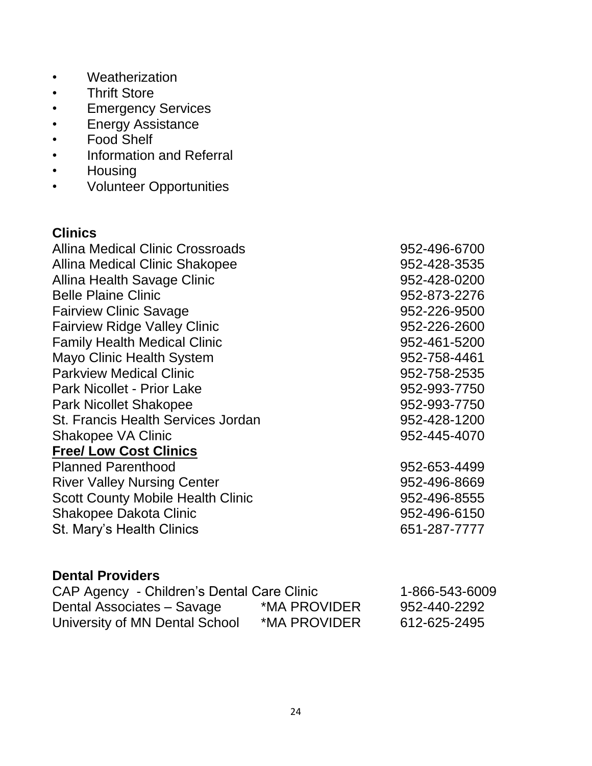- Weatherization
- Thrift Store
- Emergency Services
- Energy Assistance
- Food Shelf
- Information and Referral
- Housing
- Volunteer Opportunities

**Clinics**

| | |
|---|---|
| Allina Medical Clinic Crossroads | 952-496-6700 |
| Allina Medical Clinic Shakopee | 952-428-3535 |
| Allina Health Savage Clinic | 952-428-0200 |
| Belle Plaine Clinic | 952-873-2276 |
| Fairview Clinic Savage | 952-226-9500 |
| Fairview Ridge Valley Clinic | 952-226-2600 |
| Family Health Medical Clinic | 952-461-5200 |
| Mayo Clinic Health System | 952-758-4461 |
| Parkview Medical Clinic | 952-758-2535 |
| Park Nicollet - Prior Lake | 952-993-7750 |
| Park Nicollet Shakopee | 952-993-7750 |
| St. Francis Health Services Jordan | 952-428-1200 |
| Shakopee VA Clinic | 952-445-4070 |

**Free/ Low Cost Clinics**

| | |
|---|---|
| Planned Parenthood | 952-653-4499 |
| River Valley Nursing Center | 952-496-8669 |
| Scott County Mobile Health Clinic | 952-496-8555 |
| Shakopee Dakota Clinic | 952-496-6150 |
| St. Mary's Health Clinics | 651-287-7777 |

**Dental Providers**

| | | |
|---|---|---|
| CAP Agency - Children's Dental Care Clinic | | 1-866-543-6009 |
| Dental Associates – Savage | *MA PROVIDER | 952-440-2292 |
| University of MN Dental School | *MA PROVIDER | 612-625-2495 |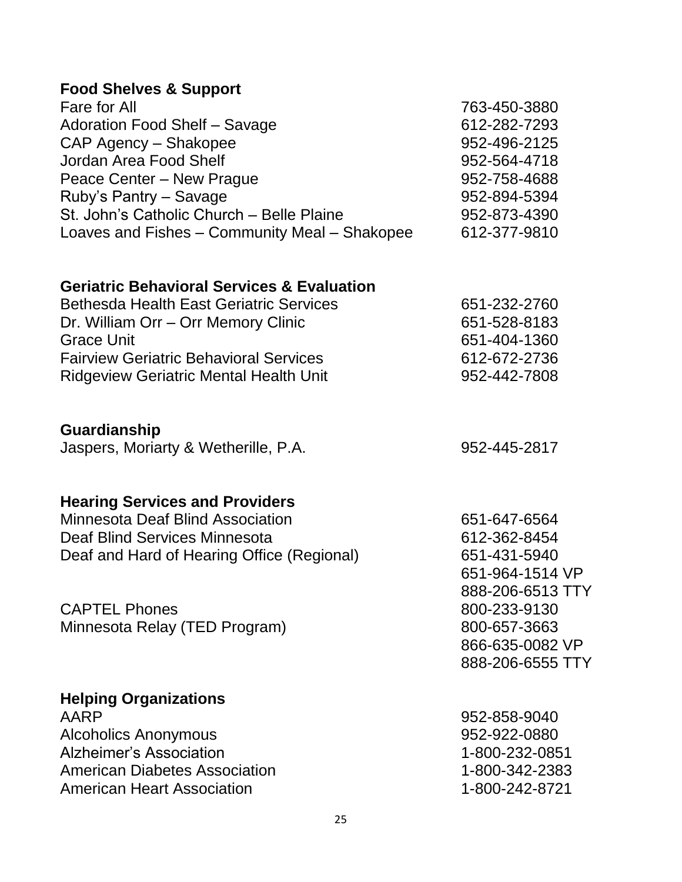**Food Shelves & Support**

| | |
|---|---|
| Fare for All | 763-450-3880 |
| Adoration Food Shelf – Savage | 612-282-7293 |
| CAP Agency – Shakopee | 952-496-2125 |
| Jordan Area Food Shelf | 952-564-4718 |
| Peace Center – New Prague | 952-758-4688 |
| Ruby's Pantry – Savage | 952-894-5394 |
| St. John's Catholic Church – Belle Plaine | 952-873-4390 |
| Loaves and Fishes – Community Meal – Shakopee | 612-377-9810 |

**Geriatric Behavioral Services & Evaluation**

| | |
|---|---|
| Bethesda Health East Geriatric Services | 651-232-2760 |
| Dr. William Orr – Orr Memory Clinic | 651-528-8183 |
| Grace Unit | 651-404-1360 |
| Fairview Geriatric Behavioral Services | 612-672-2736 |
| Ridgeview Geriatric Mental Health Unit | 952-442-7808 |

**Guardianship**

| | |
|---|---|
| Jaspers, Moriarty & Wetherille, P.A. | 952-445-2817 |

**Hearing Services and Providers**

| | |
|---|---|
| Minnesota Deaf Blind Association | 651-647-6564 |
| Deaf Blind Services Minnesota | 612-362-8454 |
| Deaf and Hard of Hearing Office (Regional) | 651-431-5940 |
| | 651-964-1514 VP |
| | 888-206-6513 TTY |
| CAPTEL Phones | 800-233-9130 |
| Minnesota Relay (TED Program) | 800-657-3663 |
| | 866-635-0082 VP |
| | 888-206-6555 TTY |

**Helping Organizations**

| | |
|---|---|
| AARP | 952-858-9040 |
| Alcoholics Anonymous | 952-922-0880 |
| Alzheimer's Association | 1-800-232-0851 |
| American Diabetes Association | 1-800-342-2383 |
| American Heart Association | 1-800-242-8721 |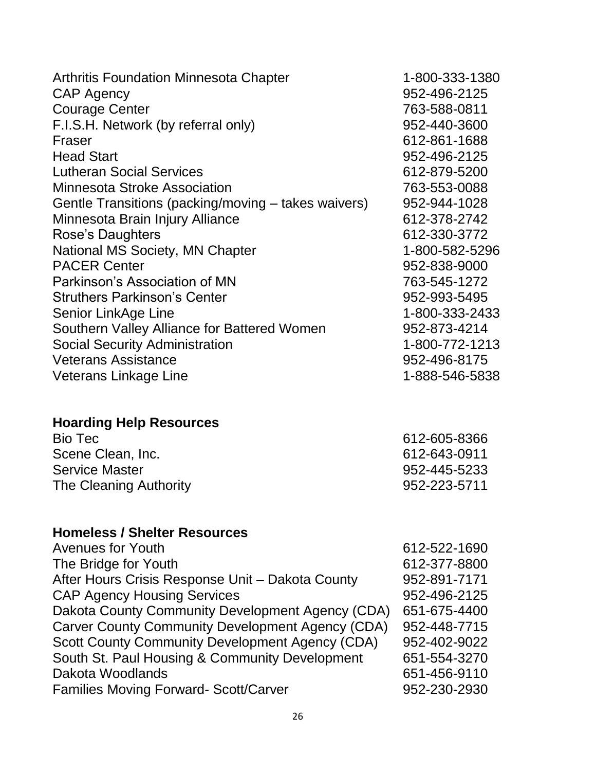| | |
|---|---|
| Arthritis Foundation Minnesota Chapter | 1-800-333-1380 |
| CAP Agency | 952-496-2125 |
| Courage Center | 763-588-0811 |
| F.I.S.H. Network (by referral only) | 952-440-3600 |
| Fraser | 612-861-1688 |
| Head Start | 952-496-2125 |
| Lutheran Social Services | 612-879-5200 |
| Minnesota Stroke Association | 763-553-0088 |
| Gentle Transitions (packing/moving – takes waivers) | 952-944-1028 |
| Minnesota Brain Injury Alliance | 612-378-2742 |
| Rose's Daughters | 612-330-3772 |
| National MS Society, MN Chapter | 1-800-582-5296 |
| PACER Center | 952-838-9000 |
| Parkinson's Association of MN | 763-545-1272 |
| Struthers Parkinson's Center | 952-993-5495 |
| Senior LinkAge Line | 1-800-333-2433 |
| Southern Valley Alliance for Battered Women | 952-873-4214 |
| Social Security Administration | 1-800-772-1213 |
| Veterans Assistance | 952-496-8175 |
| Veterans Linkage Line | 1-888-546-5838 |

**Hoarding Help Resources**

| | |
|---|---|
| Bio Tec | 612-605-8366 |
| Scene Clean, Inc. | 612-643-0911 |
| Service Master | 952-445-5233 |
| The Cleaning Authority | 952-223-5711 |

**Homeless / Shelter Resources**

| | |
|---|---|
| Avenues for Youth | 612-522-1690 |
| The Bridge for Youth | 612-377-8800 |
| After Hours Crisis Response Unit – Dakota County | 952-891-7171 |
| CAP Agency Housing Services | 952-496-2125 |
| Dakota County Community Development Agency (CDA) | 651-675-4400 |
| Carver County Community Development Agency (CDA) | 952-448-7715 |
| Scott County Community Development Agency (CDA) | 952-402-9022 |
| South St. Paul Housing & Community Development | 651-554-3270 |
| Dakota Woodlands | 651-456-9110 |
| Families Moving Forward- Scott/Carver | 952-230-2930 |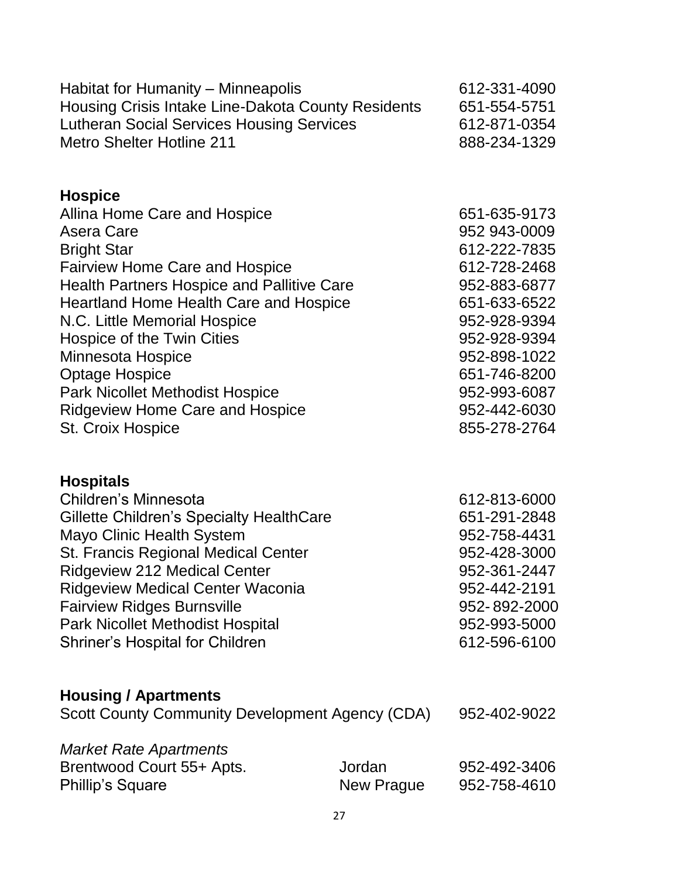| | |
|---|---|
| Habitat for Humanity – Minneapolis | 612-331-4090 |
| Housing Crisis Intake Line-Dakota County Residents | 651-554-5751 |
| Lutheran Social Services Housing Services | 612-871-0354 |
| Metro Shelter Hotline 211 | 888-234-1329 |

## Hospice

| | |
|---|---|
| Allina Home Care and Hospice | 651-635-9173 |
| Asera Care | 952 943-0009 |
| Bright Star | 612-222-7835 |
| Fairview Home Care and Hospice | 612-728-2468 |
| Health Partners Hospice and Pallitive Care | 952-883-6877 |
| Heartland Home Health Care and Hospice | 651-633-6522 |
| N.C. Little Memorial Hospice | 952-928-9394 |
| Hospice of the Twin Cities | 952-928-9394 |
| Minnesota Hospice | 952-898-1022 |
| Optage Hospice | 651-746-8200 |
| Park Nicollet Methodist Hospice | 952-993-6087 |
| Ridgeview Home Care and Hospice | 952-442-6030 |
| St. Croix Hospice | 855-278-2764 |

## Hospitals

| | |
|---|---|
| Children's Minnesota | 612-813-6000 |
| Gillette Children's Specialty HealthCare | 651-291-2848 |
| Mayo Clinic Health System | 952-758-4431 |
| St. Francis Regional Medical Center | 952-428-3000 |
| Ridgeview 212 Medical Center | 952-361-2447 |
| Ridgeview Medical Center Waconia | 952-442-2191 |
| Fairview Ridges Burnsville | 952- 892-2000 |
| Park Nicollet Methodist Hospital | 952-993-5000 |
| Shriner's Hospital for Children | 612-596-6100 |

## Housing / Apartments

| | |
|---|---|
| Scott County Community Development Agency (CDA) | 952-402-9022 |

*Market Rate Apartments*

| | | |
|---|---|---|
| Brentwood Court 55+ Apts. | Jordan | 952-492-3406 |
| Phillip's Square | New Prague | 952-758-4610 |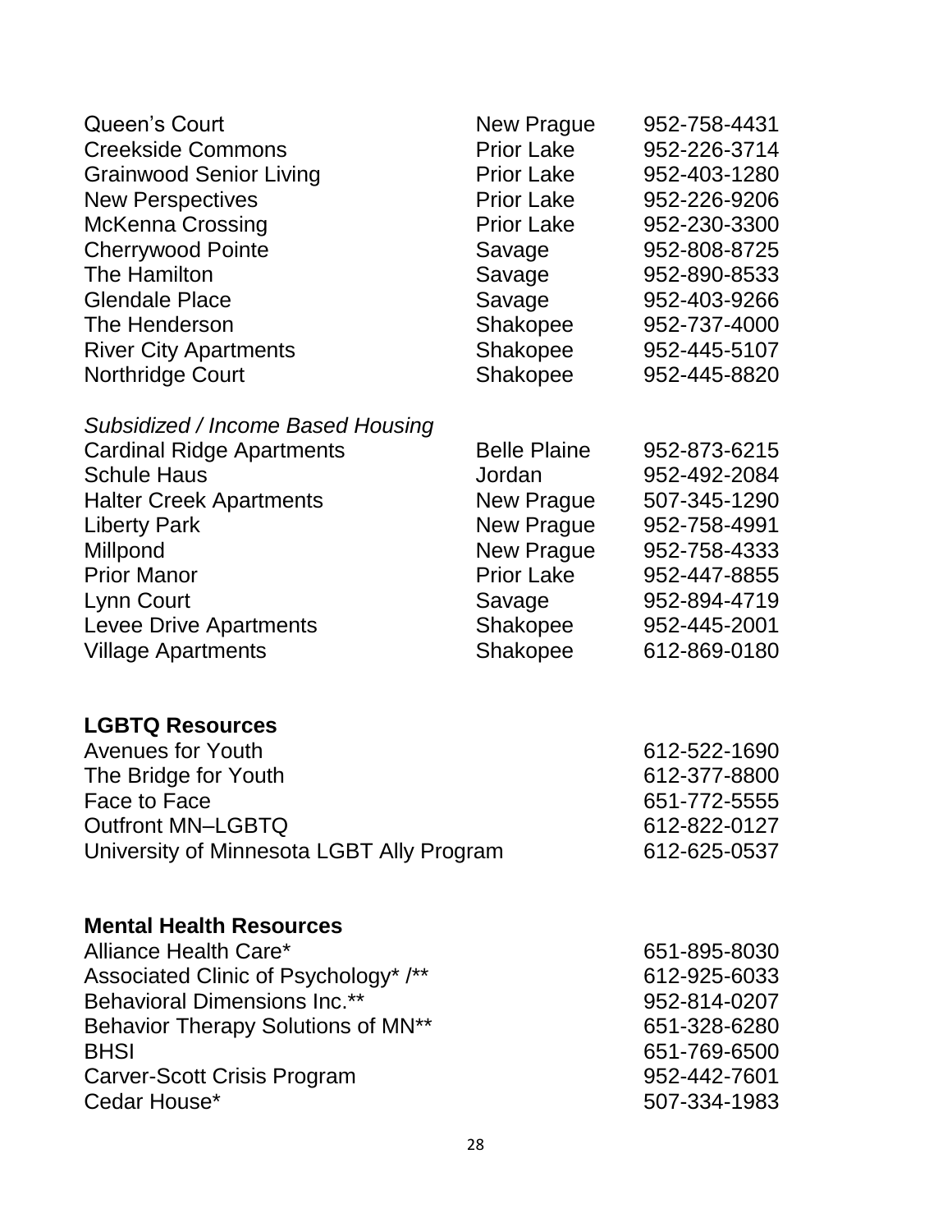| | | |
|---|---|---|
| Queen's Court | New Prague | 952-758-4431 |
| Creekside Commons | Prior Lake | 952-226-3714 |
| Grainwood Senior Living | Prior Lake | 952-403-1280 |
| New Perspectives | Prior Lake | 952-226-9206 |
| McKenna Crossing | Prior Lake | 952-230-3300 |
| Cherrywood Pointe | Savage | 952-808-8725 |
| The Hamilton | Savage | 952-890-8533 |
| Glendale Place | Savage | 952-403-9266 |
| The Henderson | Shakopee | 952-737-4000 |
| River City Apartments | Shakopee | 952-445-5107 |
| Northridge Court | Shakopee | 952-445-8820 |

*Subsidized / Income Based Housing*

| | | |
|---|---|---|
| Cardinal Ridge Apartments | Belle Plaine | 952-873-6215 |
| Schule Haus | Jordan | 952-492-2084 |
| Halter Creek Apartments | New Prague | 507-345-1290 |
| Liberty Park | New Prague | 952-758-4991 |
| Millpond | New Prague | 952-758-4333 |
| Prior Manor | Prior Lake | 952-447-8855 |
| Lynn Court | Savage | 952-894-4719 |
| Levee Drive Apartments | Shakopee | 952-445-2001 |
| Village Apartments | Shakopee | 612-869-0180 |

**LGBTQ Resources**

| | |
|---|---|
| Avenues for Youth | 612-522-1690 |
| The Bridge for Youth | 612-377-8800 |
| Face to Face | 651-772-5555 |
| Outfront MN–LGBTQ | 612-822-0127 |
| University of Minnesota LGBT Ally Program | 612-625-0537 |

**Mental Health Resources**

| | |
|---|---|
| Alliance Health Care* | 651-895-8030 |
| Associated Clinic of Psychology* /** | 612-925-6033 |
| Behavioral Dimensions Inc.** | 952-814-0207 |
| Behavior Therapy Solutions of MN** | 651-328-6280 |
| BHSI | 651-769-6500 |
| Carver-Scott Crisis Program | 952-442-7601 |
| Cedar House* | 507-334-1983 |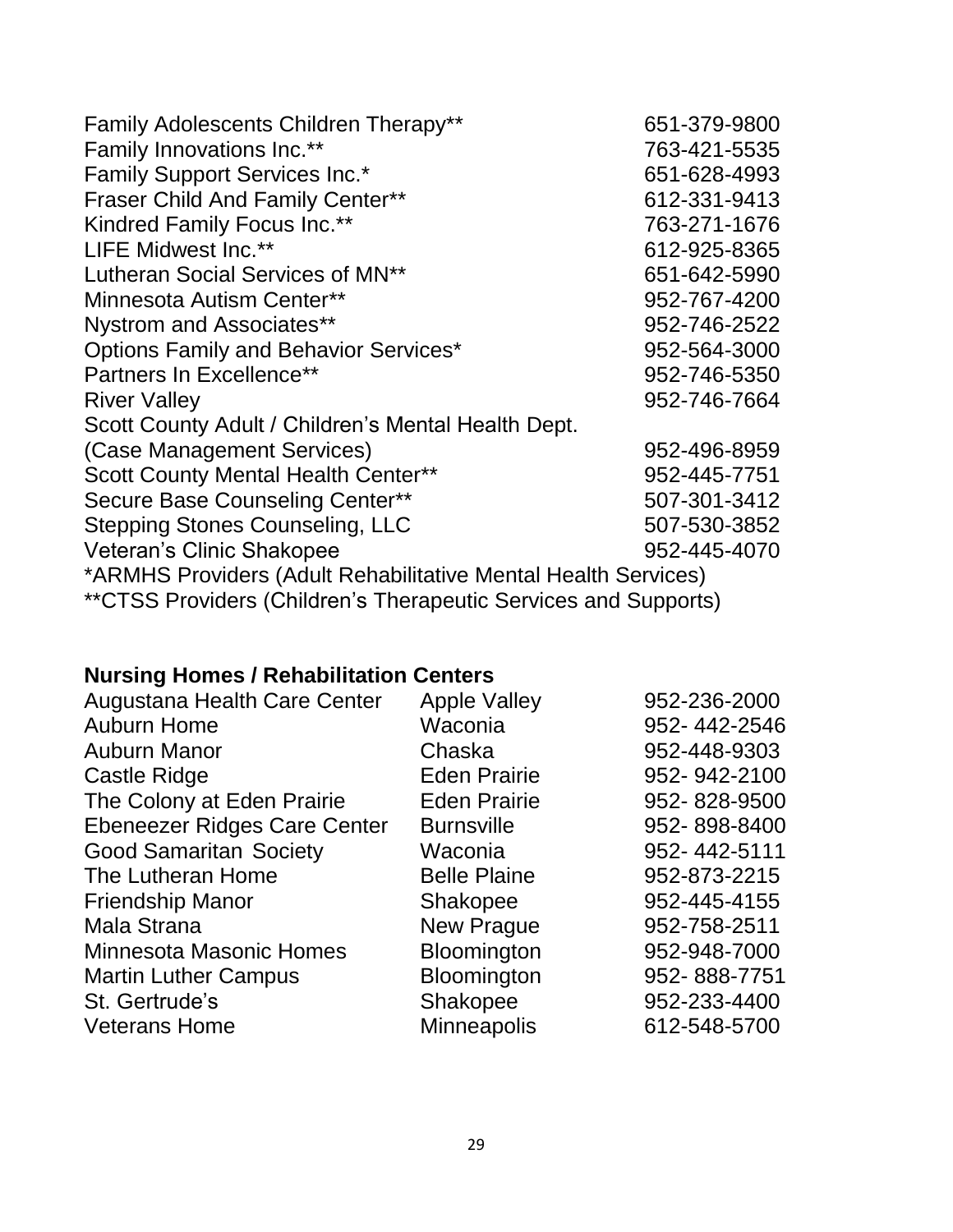| | |
|---|---|
| Family Adolescents Children Therapy** | 651-379-9800 |
| Family Innovations Inc.** | 763-421-5535 |
| Family Support Services Inc.* | 651-628-4993 |
| Fraser Child And Family Center** | 612-331-9413 |
| Kindred Family Focus Inc.** | 763-271-1676 |
| LIFE Midwest Inc.** | 612-925-8365 |
| Lutheran Social Services of MN** | 651-642-5990 |
| Minnesota Autism Center** | 952-767-4200 |
| Nystrom and Associates** | 952-746-2522 |
| Options Family and Behavior Services* | 952-564-3000 |
| Partners In Excellence** | 952-746-5350 |
| River Valley | 952-746-7664 |
| Scott County Adult / Children's Mental Health Dept. (Case Management Services) | 952-496-8959 |
| Scott County Mental Health Center** | 952-445-7751 |
| Secure Base Counseling Center** | 507-301-3412 |
| Stepping Stones Counseling, LLC | 507-530-3852 |
| Veteran's Clinic Shakopee | 952-445-4070 |

*ARMHS Providers (Adult Rehabilitative Mental Health Services)
**CTSS Providers (Children's Therapeutic Services and Supports)

**Nursing Homes / Rehabilitation Centers**

| | | |
|---|---|---|
| Augustana Health Care Center | Apple Valley | 952-236-2000 |
| Auburn Home | Waconia | 952- 442-2546 |
| Auburn Manor | Chaska | 952-448-9303 |
| Castle Ridge | Eden Prairie | 952- 942-2100 |
| The Colony at Eden Prairie | Eden Prairie | 952- 828-9500 |
| Ebeneezer Ridges Care Center | Burnsville | 952- 898-8400 |
| Good Samaritan Society | Waconia | 952- 442-5111 |
| The Lutheran Home | Belle Plaine | 952-873-2215 |
| Friendship Manor | Shakopee | 952-445-4155 |
| Mala Strana | New Prague | 952-758-2511 |
| Minnesota Masonic Homes | Bloomington | 952-948-7000 |
| Martin Luther Campus | Bloomington | 952- 888-7751 |
| St. Gertrude's | Shakopee | 952-233-4400 |
| Veterans Home | Minneapolis | 612-548-5700 |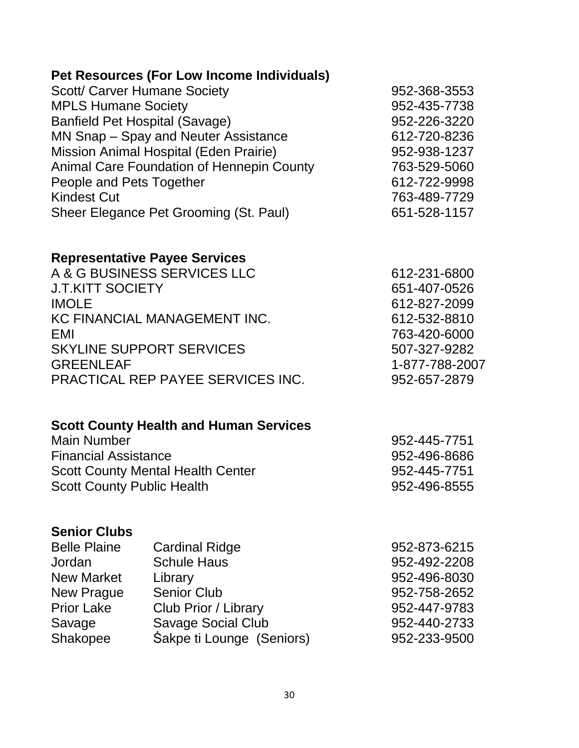## Pet Resources (For Low Income Individuals)

| | |
|---|---|
| Scott/ Carver Humane Society | 952-368-3553 |
| MPLS Humane Society | 952-435-7738 |
| Banfield Pet Hospital (Savage) | 952-226-3220 |
| MN Snap – Spay and Neuter Assistance | 612-720-8236 |
| Mission Animal Hospital (Eden Prairie) | 952-938-1237 |
| Animal Care Foundation of Hennepin County | 763-529-5060 |
| People and Pets Together | 612-722-9998 |
| Kindest Cut | 763-489-7729 |
| Sheer Elegance Pet Grooming (St. Paul) | 651-528-1157 |

## Representative Payee Services

| | |
|---|---|
| A & G BUSINESS SERVICES LLC | 612-231-6800 |
| J.T.KITT SOCIETY | 651-407-0526 |
| IMOLE | 612-827-2099 |
| KC FINANCIAL MANAGEMENT INC. | 612-532-8810 |
| EMI | 763-420-6000 |
| SKYLINE SUPPORT SERVICES | 507-327-9282 |
| GREENLEAF | 1-877-788-2007 |
| PRACTICAL REP PAYEE SERVICES INC. | 952-657-2879 |

## Scott County Health and Human Services

| | |
|---|---|
| Main Number | 952-445-7751 |
| Financial Assistance | 952-496-8686 |
| Scott County Mental Health Center | 952-445-7751 |
| Scott County Public Health | 952-496-8555 |

## Senior Clubs

| | | |
|---|---|---|
| Belle Plaine | Cardinal Ridge | 952-873-6215 |
| Jordan | Schule Haus | 952-492-2208 |
| New Market | Library | 952-496-8030 |
| New Prague | Senior Club | 952-758-2652 |
| Prior Lake | Club Prior / Library | 952-447-9783 |
| Savage | Savage Social Club | 952-440-2733 |
| Shakopee | Ṡakpe ti Lounge (Seniors) | 952-233-9500 |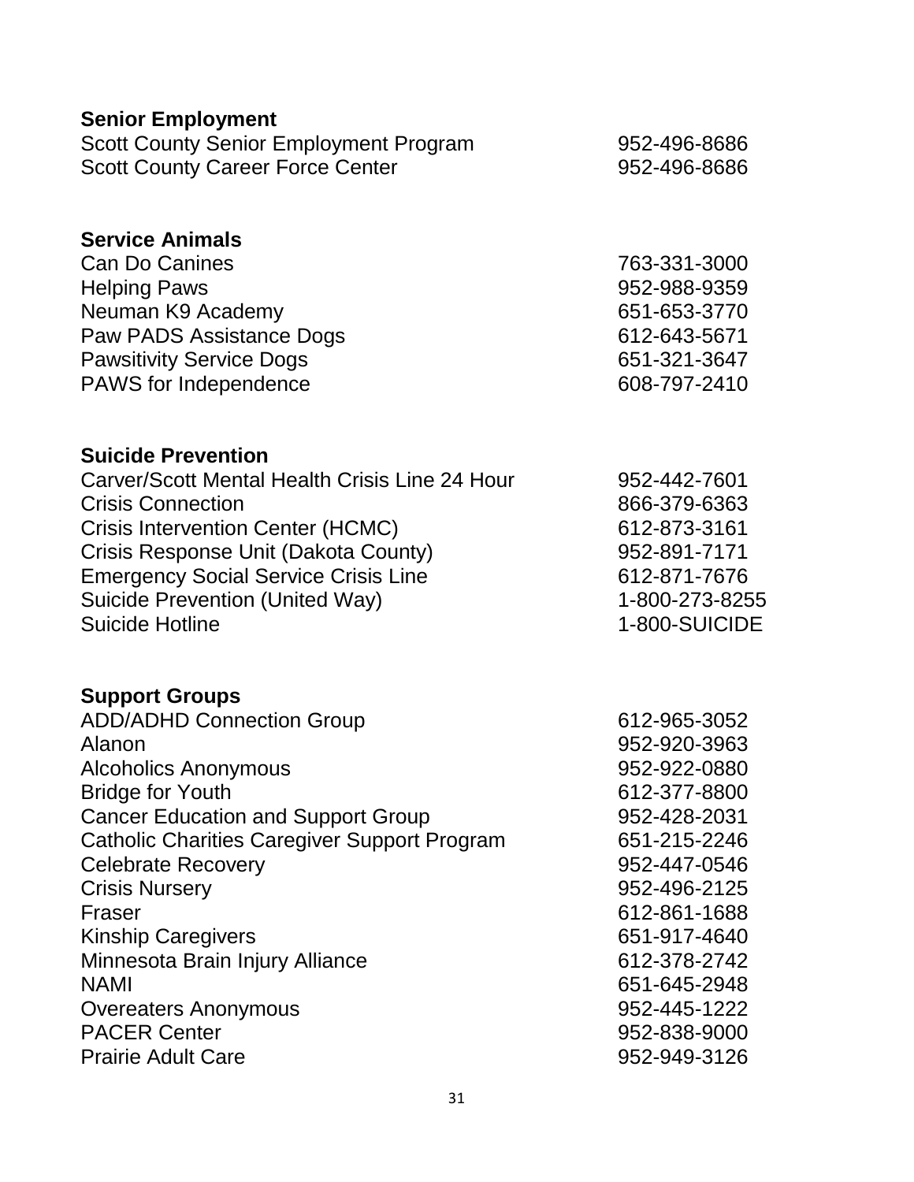**Senior Employment**

| | |
|---|---|
| Scott County Senior Employment Program | 952-496-8686 |
| Scott County Career Force Center | 952-496-8686 |

**Service Animals**

| | |
|---|---|
| Can Do Canines | 763-331-3000 |
| Helping Paws | 952-988-9359 |
| Neuman K9 Academy | 651-653-3770 |
| Paw PADS Assistance Dogs | 612-643-5671 |
| Pawsitivity Service Dogs | 651-321-3647 |
| PAWS for Independence | 608-797-2410 |

**Suicide Prevention**

| | |
|---|---|
| Carver/Scott Mental Health Crisis Line 24 Hour | 952-442-7601 |
| Crisis Connection | 866-379-6363 |
| Crisis Intervention Center (HCMC) | 612-873-3161 |
| Crisis Response Unit (Dakota County) | 952-891-7171 |
| Emergency Social Service Crisis Line | 612-871-7676 |
| Suicide Prevention (United Way) | 1-800-273-8255 |
| Suicide Hotline | 1-800-SUICIDE |

**Support Groups**

| | |
|---|---|
| ADD/ADHD Connection Group | 612-965-3052 |
| Alanon | 952-920-3963 |
| Alcoholics Anonymous | 952-922-0880 |
| Bridge for Youth | 612-377-8800 |
| Cancer Education and Support Group | 952-428-2031 |
| Catholic Charities Caregiver Support Program | 651-215-2246 |
| Celebrate Recovery | 952-447-0546 |
| Crisis Nursery | 952-496-2125 |
| Fraser | 612-861-1688 |
| Kinship Caregivers | 651-917-4640 |
| Minnesota Brain Injury Alliance | 612-378-2742 |
| NAMI | 651-645-2948 |
| Overeaters Anonymous | 952-445-1222 |
| PACER Center | 952-838-9000 |
| Prairie Adult Care | 952-949-3126 |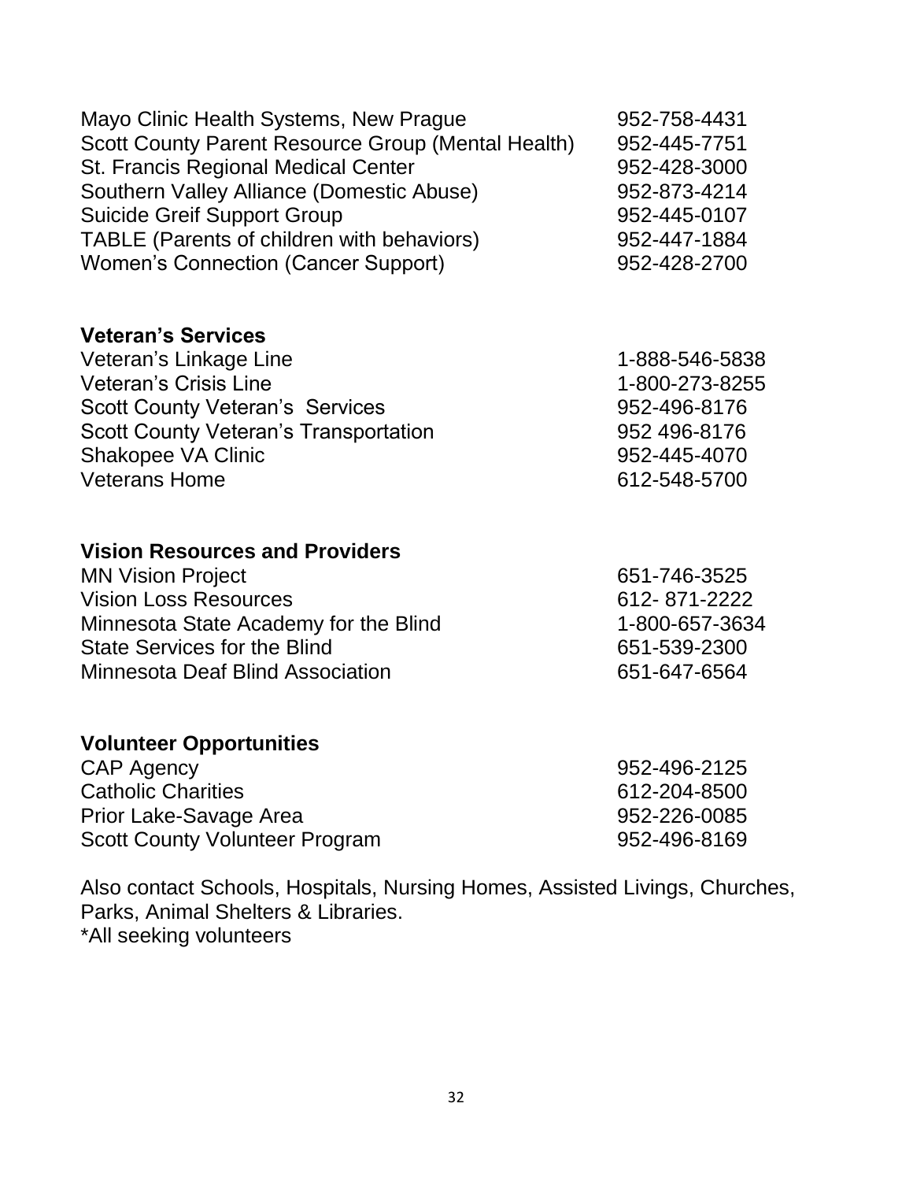| | |
|---|---|
| Mayo Clinic Health Systems, New Prague | 952-758-4431 |
| Scott County Parent Resource Group (Mental Health) | 952-445-7751 |
| St. Francis Regional Medical Center | 952-428-3000 |
| Southern Valley Alliance (Domestic Abuse) | 952-873-4214 |
| Suicide Greif Support Group | 952-445-0107 |
| TABLE (Parents of children with behaviors) | 952-447-1884 |
| Women's Connection (Cancer Support) | 952-428-2700 |

**Veteran's Services**

| | |
|---|---|
| Veteran's Linkage Line | 1-888-546-5838 |
| Veteran's Crisis Line | 1-800-273-8255 |
| Scott County Veteran's Services | 952-496-8176 |
| Scott County Veteran's Transportation | 952 496-8176 |
| Shakopee VA Clinic | 952-445-4070 |
| Veterans Home | 612-548-5700 |

**Vision Resources and Providers**

| | |
|---|---|
| MN Vision Project | 651-746-3525 |
| Vision Loss Resources | 612- 871-2222 |
| Minnesota State Academy for the Blind | 1-800-657-3634 |
| State Services for the Blind | 651-539-2300 |
| Minnesota Deaf Blind Association | 651-647-6564 |

**Volunteer Opportunities**

| | |
|---|---|
| CAP Agency | 952-496-2125 |
| Catholic Charities | 612-204-8500 |
| Prior Lake-Savage Area | 952-226-0085 |
| Scott County Volunteer Program | 952-496-8169 |

Also contact Schools, Hospitals, Nursing Homes, Assisted Livings, Churches, Parks, Animal Shelters & Libraries.
*All seeking volunteers